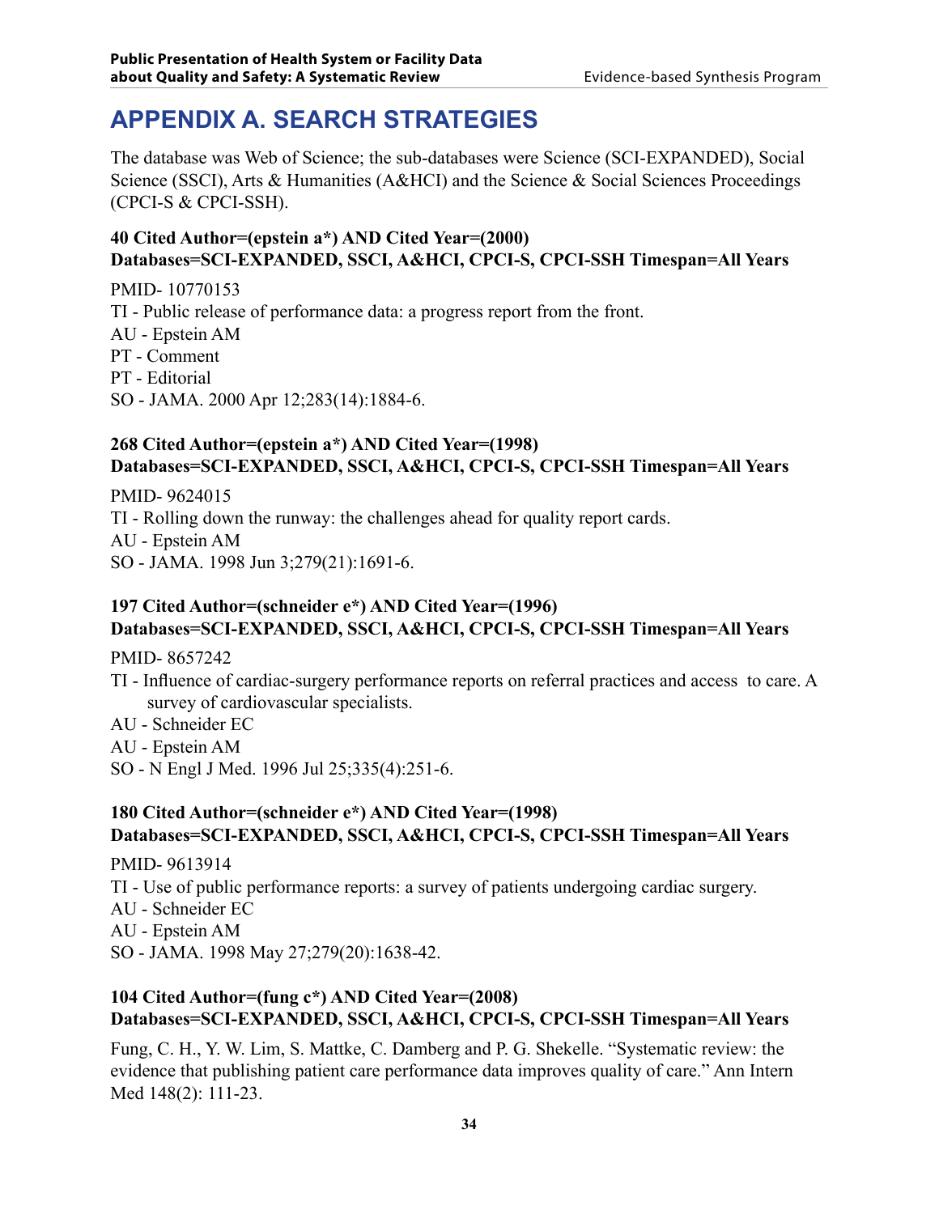# APPENDIX A. SEARCH STRATEGIES

The database was Web of Science; the sub-databases were Science (SCI-EXPANDED), Social Science (SSCI), Arts & Humanities (A&HCI) and the Science & Social Sciences Proceedings (CPCI-S & CPCI-SSH).

**40 Cited Author=(epstein a*) AND Cited Year=(2000)**
**Databases=SCI-EXPANDED, SSCI, A&HCI, CPCI-S, CPCI-SSH Timespan=All Years**

PMID- 10770153
TI - Public release of performance data: a progress report from the front.
AU - Epstein AM
PT - Comment
PT - Editorial
SO - JAMA. 2000 Apr 12;283(14):1884-6.

**268 Cited Author=(epstein a*) AND Cited Year=(1998)**
**Databases=SCI-EXPANDED, SSCI, A&HCI, CPCI-S, CPCI-SSH Timespan=All Years**

PMID- 9624015
TI - Rolling down the runway: the challenges ahead for quality report cards.
AU - Epstein AM
SO - JAMA. 1998 Jun 3;279(21):1691-6.

**197 Cited Author=(schneider e*) AND Cited Year=(1996)**
**Databases=SCI-EXPANDED, SSCI, A&HCI, CPCI-S, CPCI-SSH Timespan=All Years**

PMID- 8657242
TI - Influence of cardiac-surgery performance reports on referral practices and access to care. A survey of cardiovascular specialists.
AU - Schneider EC
AU - Epstein AM
SO - N Engl J Med. 1996 Jul 25;335(4):251-6.

**180 Cited Author=(schneider e*) AND Cited Year=(1998)**
**Databases=SCI-EXPANDED, SSCI, A&HCI, CPCI-S, CPCI-SSH Timespan=All Years**

PMID- 9613914
TI - Use of public performance reports: a survey of patients undergoing cardiac surgery.
AU - Schneider EC
AU - Epstein AM
SO - JAMA. 1998 May 27;279(20):1638-42.

**104 Cited Author=(fung c*) AND Cited Year=(2008)**
**Databases=SCI-EXPANDED, SSCI, A&HCI, CPCI-S, CPCI-SSH Timespan=All Years**

Fung, C. H., Y. W. Lim, S. Mattke, C. Damberg and P. G. Shekelle. "Systematic review: the evidence that publishing patient care performance data improves quality of care." Ann Intern Med 148(2): 111-23.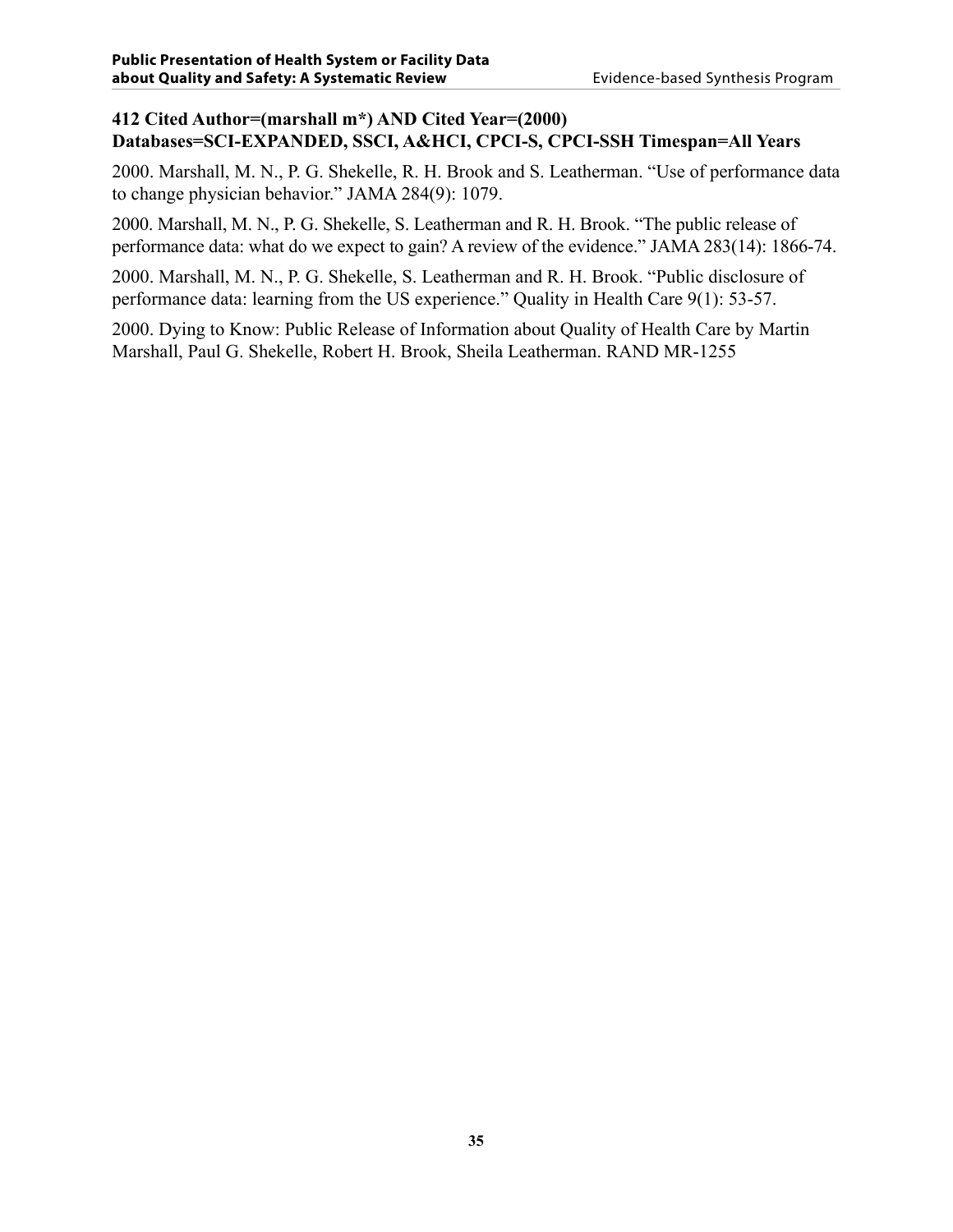**412 Cited Author=(marshall m*) AND Cited Year=(2000)**
**Databases=SCI-EXPANDED, SSCI, A&HCI, CPCI-S, CPCI-SSH Timespan=All Years**

2000. Marshall, M. N., P. G. Shekelle, R. H. Brook and S. Leatherman. "Use of performance data to change physician behavior." JAMA 284(9): 1079.

2000. Marshall, M. N., P. G. Shekelle, S. Leatherman and R. H. Brook. "The public release of performance data: what do we expect to gain? A review of the evidence." JAMA 283(14): 1866-74.

2000. Marshall, M. N., P. G. Shekelle, S. Leatherman and R. H. Brook. "Public disclosure of performance data: learning from the US experience." Quality in Health Care 9(1): 53-57.

2000. Dying to Know: Public Release of Information about Quality of Health Care by Martin Marshall, Paul G. Shekelle, Robert H. Brook, Sheila Leatherman. RAND MR-1255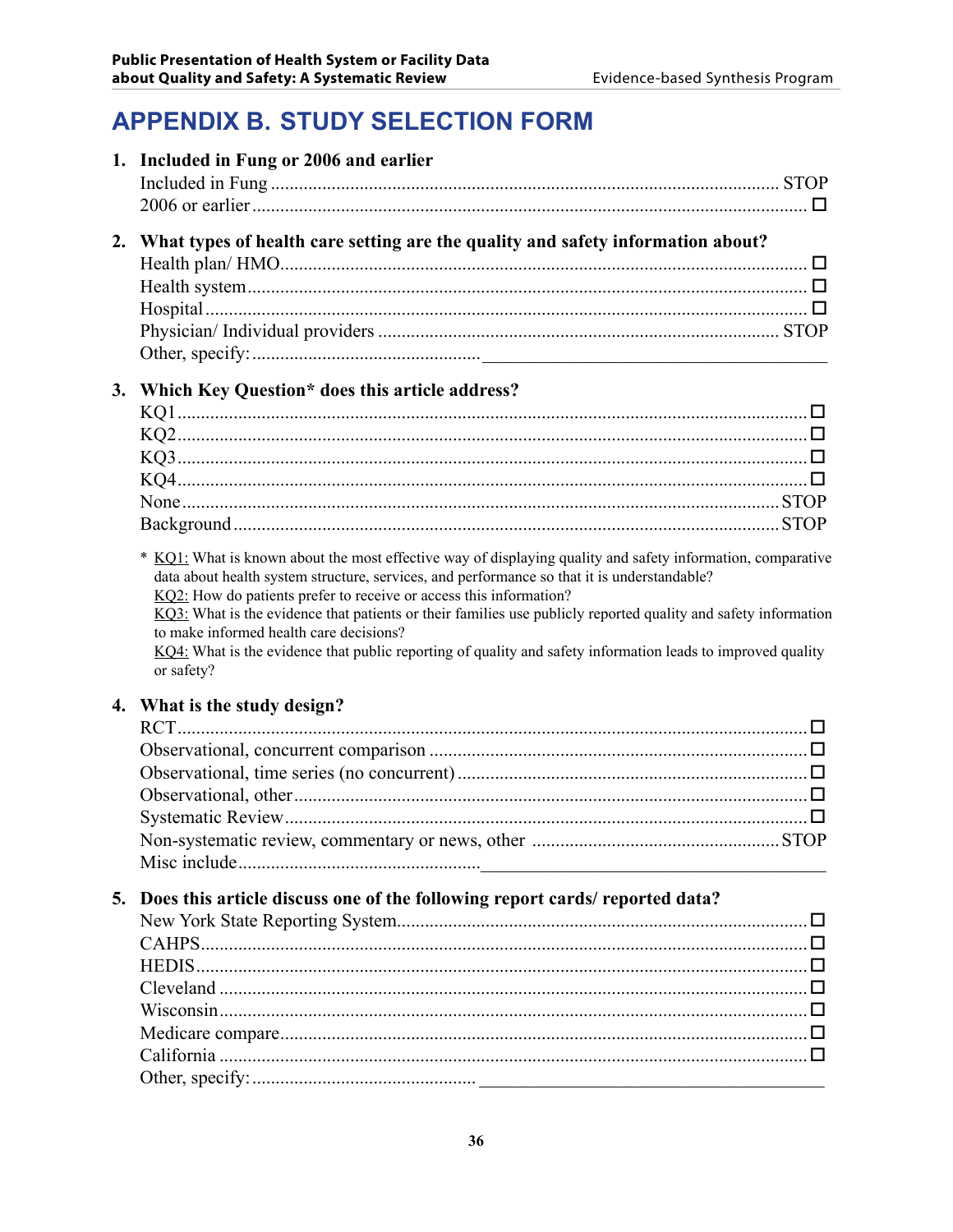# APPENDIX B. STUDY SELECTION FORM

**1. Included in Fung or 2006 and earlier**

Included in Fung ............ STOP
2006 or earlier ............ ☐

**2. What types of health care setting are the quality and safety information about?**

Health plan/ HMO ............ ☐
Health system ............ ☐
Hospital ............ ☐
Physician/ Individual providers ............ STOP
Other, specify: ............ ______________________

**3. Which Key Question* does this article address?**

KQ1 ............ ☐
KQ2 ............ ☐
KQ3 ............ ☐
KQ4 ............ ☐
None ............ STOP
Background ............ STOP

\* KQ1: What is known about the most effective way of displaying quality and safety information, comparative data about health system structure, services, and performance so that it is understandable?
KQ2: How do patients prefer to receive or access this information?
KQ3: What is the evidence that patients or their families use publicly reported quality and safety information to make informed health care decisions?
KQ4: What is the evidence that public reporting of quality and safety information leads to improved quality or safety?

**4. What is the study design?**

RCT ............ ☐
Observational, concurrent comparison ............ ☐
Observational, time series (no concurrent) ............ ☐
Observational, other ............ ☐
Systematic Review ............ ☐
Non-systematic review, commentary or news, other ............ STOP
Misc include ............ ______________________

**5. Does this article discuss one of the following report cards/ reported data?**

New York State Reporting System ............ ☐
CAHPS ............ ☐
HEDIS ............ ☐
Cleveland ............ ☐
Wisconsin ............ ☐
Medicare compare ............ ☐
California ............ ☐
Other, specify: ............ ______________________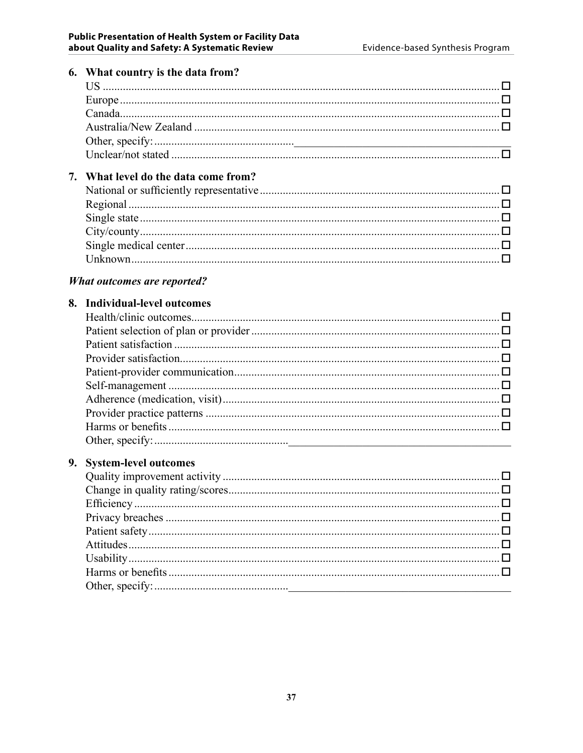6. **What country is the data from?**

   - US ☐
   - Europe ☐
   - Canada ☐
   - Australia/New Zealand ☐
   - Other, specify: ____________________
   - Unclear/not stated ☐

7. **What level do the data come from?**

   - National or sufficiently representative ☐
   - Regional ☐
   - Single state ☐
   - City/county ☐
   - Single medical center ☐
   - Unknown ☐

***What outcomes are reported?***

8. **Individual-level outcomes**

   - Health/clinic outcomes ☐
   - Patient selection of plan or provider ☐
   - Patient satisfaction ☐
   - Provider satisfaction ☐
   - Patient-provider communication ☐
   - Self-management ☐
   - Adherence (medication, visit) ☐
   - Provider practice patterns ☐
   - Harms or benefits ☐
   - Other, specify: ____________________

9. **System-level outcomes**

   - Quality improvement activity ☐
   - Change in quality rating/scores ☐
   - Efficiency ☐
   - Privacy breaches ☐
   - Patient safety ☐
   - Attitudes ☐
   - Usability ☐
   - Harms or benefits ☐
   - Other, specify: ____________________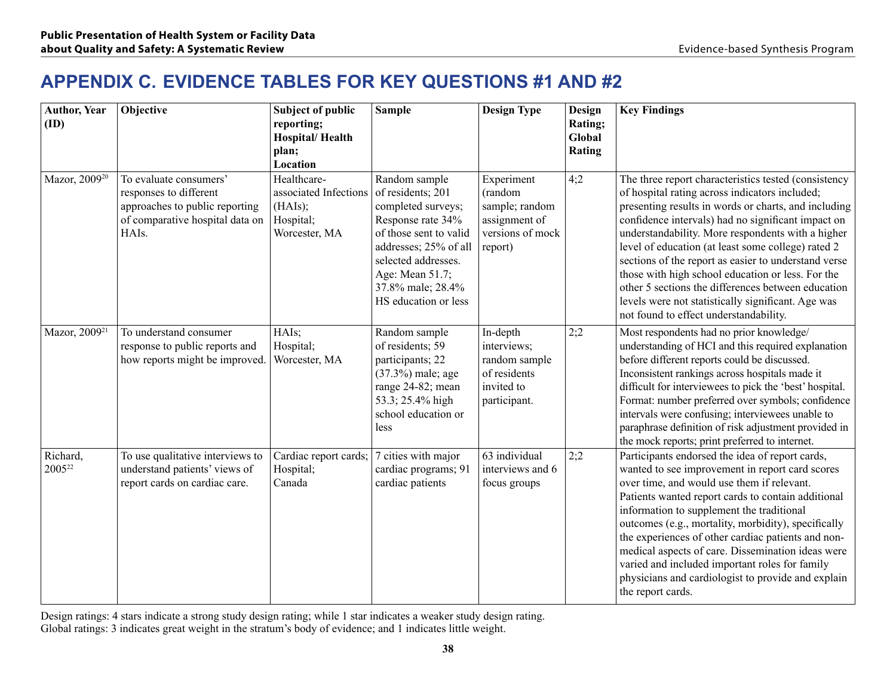# APPENDIX C. EVIDENCE TABLES FOR KEY QUESTIONS #1 AND #2

| Author, Year (ID) | Objective | Subject of public reporting; Hospital/ Health plan; Location | Sample | Design Type | Design Rating; Global Rating | Key Findings |
|---|---|---|---|---|---|---|
| Mazor, 2009[20] | To evaluate consumers' responses to different approaches to public reporting of comparative hospital data on HAIs. | Healthcare-associated Infections (HAIs); Hospital; Worcester, MA | Random sample of residents; 201 completed surveys; Response rate 34% of those sent to valid addresses; 25% of all selected addresses. Age: Mean 51.7; 37.8% male; 28.4% HS education or less | Experiment (random sample; random assignment of versions of mock report) | 4;2 | The three report characteristics tested (consistency of hospital rating across indicators included; presenting results in words or charts, and including confidence intervals) had no significant impact on understandability. More respondents with a higher level of education (at least some college) rated 2 sections of the report as easier to understand verse those with high school education or less. For the other 5 sections the differences between education levels were not statistically significant. Age was not found to effect understandability. |
| Mazor, 2009[21] | To understand consumer response to public reports and how reports might be improved. | HAIs; Hospital; Worcester, MA | Random sample of residents; 59 participants; 22 (37.3%) male; age range 24-82; mean 53.3; 25.4% high school education or less | In-depth interviews; random sample of residents invited to participant. | 2;2 | Most respondents had no prior knowledge/ understanding of HCI and this required explanation before different reports could be discussed. Inconsistent rankings across hospitals made it difficult for interviewees to pick the 'best' hospital. Format: number preferred over symbols; confidence intervals were confusing; interviewees unable to paraphrase definition of risk adjustment provided in the mock reports; print preferred to internet. |
| Richard, 2005[22] | To use qualitative interviews to understand patients' views of report cards on cardiac care. | Cardiac report cards; Hospital; Canada | 7 cities with major cardiac programs; 91 cardiac patients | 63 individual interviews and 6 focus groups | 2;2 | Participants endorsed the idea of report cards, wanted to see improvement in report card scores over time, and would use them if relevant. Patients wanted report cards to contain additional information to supplement the traditional outcomes (e.g., mortality, morbidity), specifically the experiences of other cardiac patients and non-medical aspects of care. Dissemination ideas were varied and included important roles for family physicians and cardiologist to provide and explain the report cards. |

Design ratings: 4 stars indicate a strong study design rating; while 1 star indicates a weaker study design rating.
Global ratings: 3 indicates great weight in the stratum's body of evidence; and 1 indicates little weight.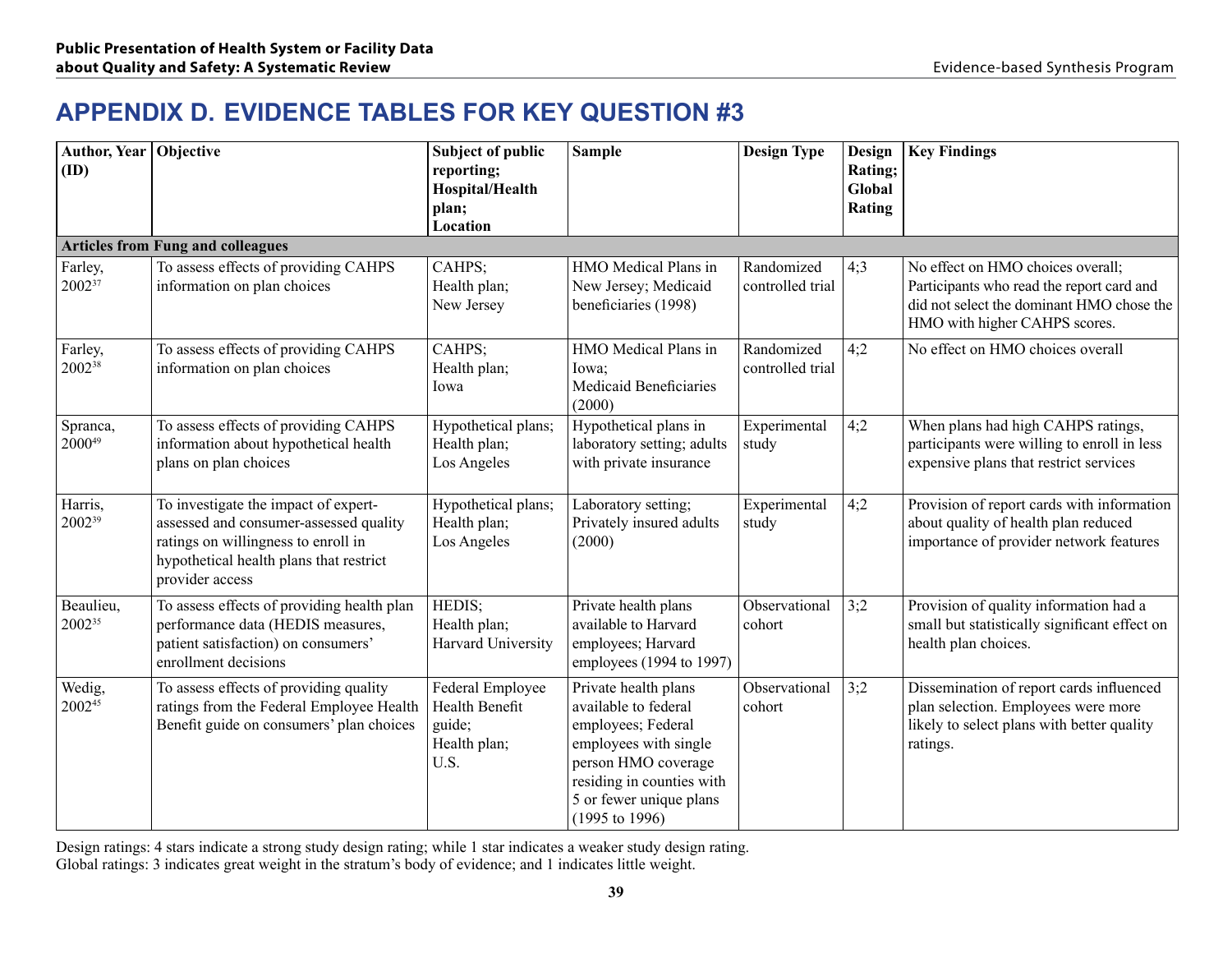# APPENDIX D. EVIDENCE TABLES FOR KEY QUESTION #3

| Author, Year (ID) | Objective | Subject of public reporting; Hospital/Health plan; Location | Sample | Design Type | Design Rating; Global Rating | Key Findings |
|---|---|---|---|---|---|---|
| **Articles from Fung and colleagues** | | | | | | |
| Farley, 2002[37] | To assess effects of providing CAHPS information on plan choices | CAHPS; Health plan; New Jersey | HMO Medical Plans in New Jersey; Medicaid beneficiaries (1998) | Randomized controlled trial | 4;3 | No effect on HMO choices overall; Participants who read the report card and did not select the dominant HMO chose the HMO with higher CAHPS scores. |
| Farley, 2002[38] | To assess effects of providing CAHPS information on plan choices | CAHPS; Health plan; Iowa | HMO Medical Plans in Iowa; Medicaid Beneficiaries (2000) | Randomized controlled trial | 4;2 | No effect on HMO choices overall |
| Spranca, 2000[49] | To assess effects of providing CAHPS information about hypothetical health plans on plan choices | Hypothetical plans; Health plan; Los Angeles | Hypothetical plans in laboratory setting; adults with private insurance | Experimental study | 4;2 | When plans had high CAHPS ratings, participants were willing to enroll in less expensive plans that restrict services |
| Harris, 2002[39] | To investigate the impact of expert-assessed and consumer-assessed quality ratings on willingness to enroll in hypothetical health plans that restrict provider access | Hypothetical plans; Health plan; Los Angeles | Laboratory setting; Privately insured adults (2000) | Experimental study | 4;2 | Provision of report cards with information about quality of health plan reduced importance of provider network features |
| Beaulieu, 2002[35] | To assess effects of providing health plan performance data (HEDIS measures, patient satisfaction) on consumers' enrollment decisions | HEDIS; Health plan; Harvard University | Private health plans available to Harvard employees; Harvard employees (1994 to 1997) | Observational cohort | 3;2 | Provision of quality information had a small but statistically significant effect on health plan choices. |
| Wedig, 2002[45] | To assess effects of providing quality ratings from the Federal Employee Health Benefit guide on consumers' plan choices | Federal Employee Health Benefit guide; Health plan; U.S. | Private health plans available to federal employees; Federal employees with single person HMO coverage residing in counties with 5 or fewer unique plans (1995 to 1996) | Observational cohort | 3;2 | Dissemination of report cards influenced plan selection. Employees were more likely to select plans with better quality ratings. |

Design ratings: 4 stars indicate a strong study design rating; while 1 star indicates a weaker study design rating.
Global ratings: 3 indicates great weight in the stratum's body of evidence; and 1 indicates little weight.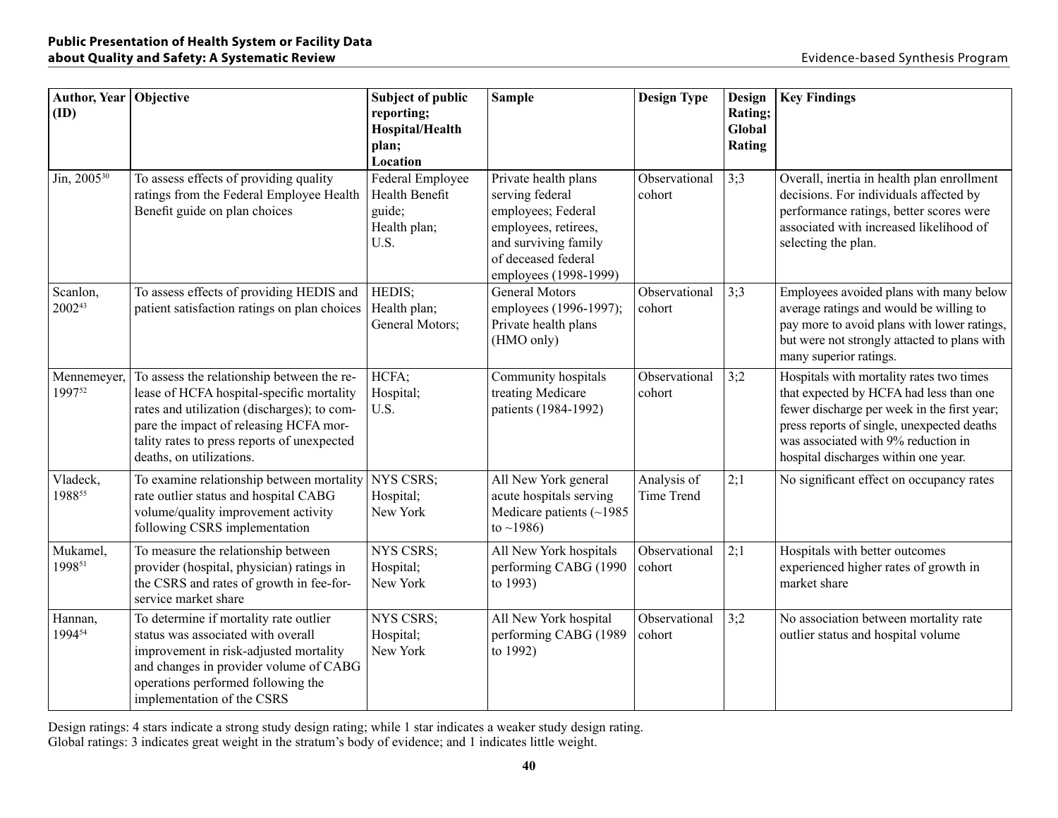| Author, Year (ID) | Objective | Subject of public reporting; Hospital/Health plan; Location | Sample | Design Type | Design Rating; Global Rating | Key Findings |
|---|---|---|---|---|---|---|
| Jin, 2005[30] | To assess effects of providing quality ratings from the Federal Employee Health Benefit guide on plan choices | Federal Employee Health Benefit guide; Health plan; U.S. | Private health plans serving federal employees; Federal employees, retirees, and surviving family of deceased federal employees (1998-1999) | Observational cohort | 3;3 | Overall, inertia in health plan enrollment decisions. For individuals affected by performance ratings, better scores were associated with increased likelihood of selecting the plan. |
| Scanlon, 2002[43] | To assess effects of providing HEDIS and patient satisfaction ratings on plan choices | HEDIS; Health plan; General Motors; | General Motors employees (1996-1997); Private health plans (HMO only) | Observational cohort | 3;3 | Employees avoided plans with many below average ratings and would be willing to pay more to avoid plans with lower ratings, but were not strongly attacted to plans with many superior ratings. |
| Mennemeyer, 1997[52] | To assess the relationship between the release of HCFA hospital-specific mortality rates and utilization (discharges); to compare the impact of releasing HCFA mortality rates to press reports of unexpected deaths, on utilizations. | HCFA; Hospital; U.S. | Community hospitals treating Medicare patients (1984-1992) | Observational cohort | 3;2 | Hospitals with mortality rates two times that expected by HCFA had less than one fewer discharge per week in the first year; press reports of single, unexpected deaths was associated with 9% reduction in hospital discharges within one year. |
| Vladeck, 1988[55] | To examine relationship between mortality rate outlier status and hospital CABG volume/quality improvement activity following CSRS implementation | NYS CSRS; Hospital; New York | All New York general acute hospitals serving Medicare patients (~1985 to ~1986) | Analysis of Time Trend | 2;1 | No significant effect on occupancy rates |
| Mukamel, 1998[51] | To measure the relationship between provider (hospital, physician) ratings in the CSRS and rates of growth in fee-for-service market share | NYS CSRS; Hospital; New York | All New York hospitals performing CABG (1990 to 1993) | Observational cohort | 2;1 | Hospitals with better outcomes experienced higher rates of growth in market share |
| Hannan, 1994[54] | To determine if mortality rate outlier status was associated with overall improvement in risk-adjusted mortality and changes in provider volume of CABG operations performed following the implementation of the CSRS | NYS CSRS; Hospital; New York | All New York hospital performing CABG (1989 to 1992) | Observational cohort | 3;2 | No association between mortality rate outlier status and hospital volume |

Design ratings: 4 stars indicate a strong study design rating; while 1 star indicates a weaker study design rating.
Global ratings: 3 indicates great weight in the stratum's body of evidence; and 1 indicates little weight.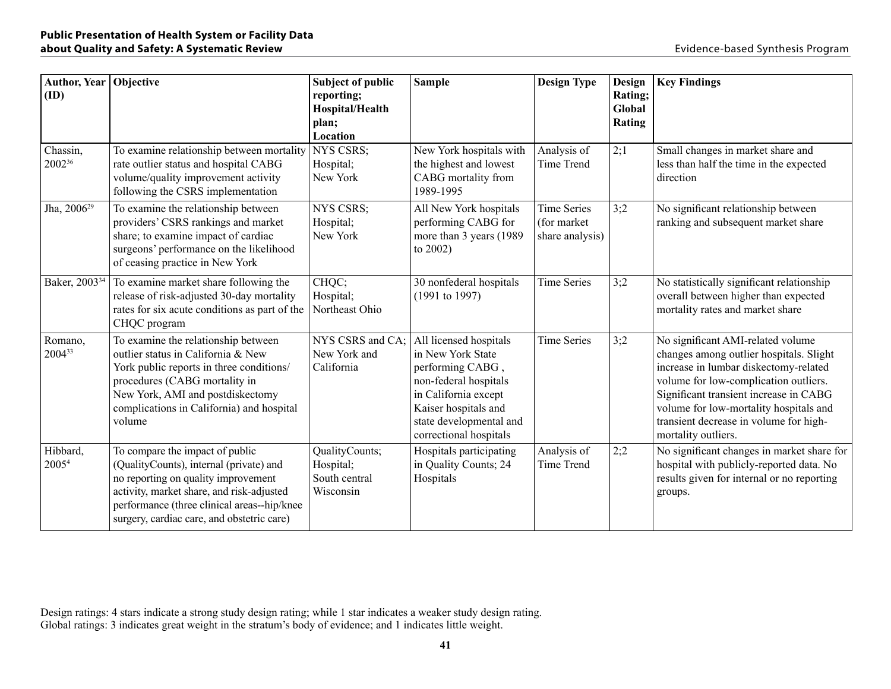| Author, Year (ID) | Objective | Subject of public reporting; Hospital/Health plan; Location | Sample | Design Type | Design Rating; Global Rating | Key Findings |
|---|---|---|---|---|---|---|
| Chassin, 2002[36] | To examine relationship between mortality rate outlier status and hospital CABG volume/quality improvement activity following the CSRS implementation | NYS CSRS; Hospital; New York | New York hospitals with the highest and lowest CABG mortality from 1989-1995 | Analysis of Time Trend | 2;1 | Small changes in market share and less than half the time in the expected direction |
| Jha, 2006[29] | To examine the relationship between providers' CSRS rankings and market share; to examine impact of cardiac surgeons' performance on the likelihood of ceasing practice in New York | NYS CSRS; Hospital; New York | All New York hospitals performing CABG for more than 3 years (1989 to 2002) | Time Series (for market share analysis) | 3;2 | No significant relationship between ranking and subsequent market share |
| Baker, 2003[34] | To examine market share following the release of risk-adjusted 30-day mortality rates for six acute conditions as part of the CHQC program | CHQC; Hospital; Northeast Ohio | 30 nonfederal hospitals (1991 to 1997) | Time Series | 3;2 | No statistically significant relationship overall between higher than expected mortality rates and market share |
| Romano, 2004[33] | To examine the relationship between outlier status in California & New York public reports in three conditions/procedures (CABG mortality in New York, AMI and postdiskectomy complications in California) and hospital volume | NYS CSRS and CA; New York and California | All licensed hospitals in New York State performing CABG , non-federal hospitals in California except Kaiser hospitals and state developmental and correctional hospitals | Time Series | 3;2 | No significant AMI-related volume changes among outlier hospitals. Slight increase in lumbar diskectomy-related volume for low-complication outliers. Significant transient increase in CABG volume for low-mortality hospitals and transient decrease in volume for high-mortality outliers. |
| Hibbard, 2005[4] | To compare the impact of public (QualityCounts), internal (private) and no reporting on quality improvement activity, market share, and risk-adjusted performance (three clinical areas--hip/knee surgery, cardiac care, and obstetric care) | QualityCounts; Hospital; South central Wisconsin | Hospitals participating in Quality Counts; 24 Hospitals | Analysis of Time Trend | 2;2 | No significant changes in market share for hospital with publicly-reported data. No results given for internal or no reporting groups. |

Design ratings: 4 stars indicate a strong study design rating; while 1 star indicates a weaker study design rating.
Global ratings: 3 indicates great weight in the stratum's body of evidence; and 1 indicates little weight.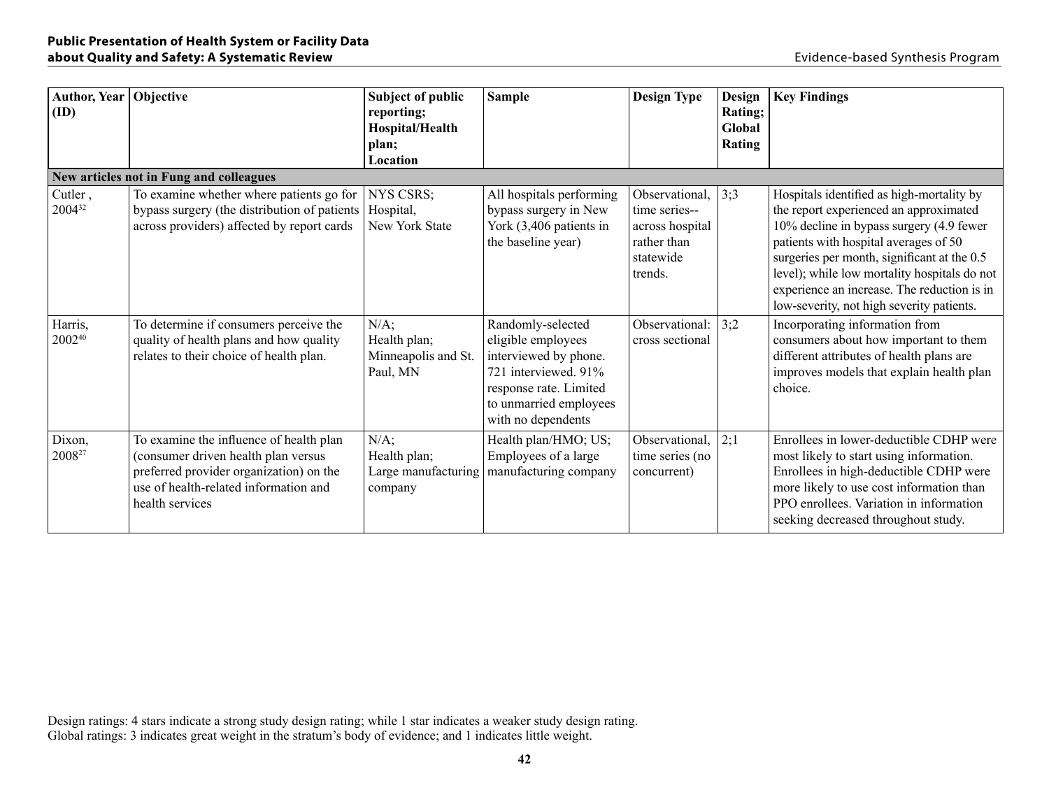| Author, Year (ID) | Objective | Subject of public reporting; Hospital/Health plan; Location | Sample | Design Type | Design Rating; Global Rating | Key Findings |
|---|---|---|---|---|---|---|
| **New articles not in Fung and colleagues** | | | | | | |
| Cutler, 2004[32] | To examine whether where patients go for bypass surgery (the distribution of patients across providers) affected by report cards | NYS CSRS; Hospital, New York State | All hospitals performing bypass surgery in New York (3,406 patients in the baseline year) | Observational, time series--across hospital rather than statewide trends. | 3;3 | Hospitals identified as high-mortality by the report experienced an approximated 10% decline in bypass surgery (4.9 fewer patients with hospital averages of 50 surgeries per month, significant at the 0.5 level); while low mortality hospitals do not experience an increase. The reduction is in low-severity, not high severity patients. |
| Harris, 2002[40] | To determine if consumers perceive the quality of health plans and how quality relates to their choice of health plan. | N/A; Health plan; Minneapolis and St. Paul, MN | Randomly-selected eligible employees interviewed by phone. 721 interviewed. 91% response rate. Limited to unmarried employees with no dependents | Observational: cross sectional | 3;2 | Incorporating information from consumers about how important to them different attributes of health plans are improves models that explain health plan choice. |
| Dixon, 2008[27] | To examine the influence of health plan (consumer driven health plan versus preferred provider organization) on the use of health-related information and health services | N/A; Health plan; Large manufacturing company | Health plan/HMO; US; Employees of a large manufacturing company | Observational, time series (no concurrent) | 2;1 | Enrollees in lower-deductible CDHP were most likely to start using information. Enrollees in high-deductible CDHP were more likely to use cost information than PPO enrollees. Variation in information seeking decreased throughout study. |

Design ratings: 4 stars indicate a strong study design rating; while 1 star indicates a weaker study design rating.
Global ratings: 3 indicates great weight in the stratum's body of evidence; and 1 indicates little weight.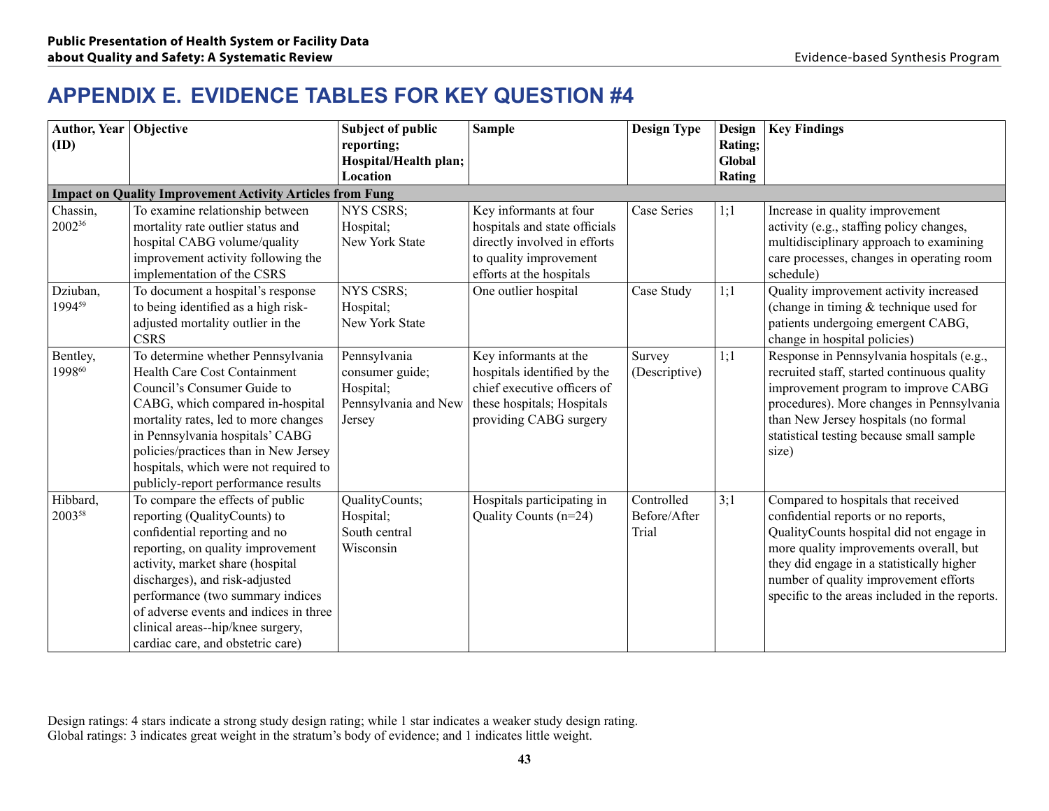# APPENDIX E. EVIDENCE TABLES FOR KEY QUESTION #4

| Author, Year (ID) | Objective | Subject of public reporting; Hospital/Health plan; Location | Sample | Design Type | Design Rating; Global Rating | Key Findings |
|---|---|---|---|---|---|---|
| **Impact on Quality Improvement Activity Articles from Fung** | | | | | | |
| Chassin, 2002[36] | To examine relationship between mortality rate outlier status and hospital CABG volume/quality improvement activity following the implementation of the CSRS | NYS CSRS; Hospital; New York State | Key informants at four hospitals and state officials directly involved in efforts to quality improvement efforts at the hospitals | Case Series | 1;1 | Increase in quality improvement activity (e.g., staffing policy changes, multidisciplinary approach to examining care processes, changes in operating room schedule) |
| Dziuban, 1994[59] | To document a hospital's response to being identified as a high risk-adjusted mortality outlier in the CSRS | NYS CSRS; Hospital; New York State | One outlier hospital | Case Study | 1;1 | Quality improvement activity increased (change in timing & technique used for patients undergoing emergent CABG, change in hospital policies) |
| Bentley, 1998[60] | To determine whether Pennsylvania Health Care Cost Containment Council's Consumer Guide to CABG, which compared in-hospital mortality rates, led to more changes in Pennsylvania hospitals' CABG policies/practices than in New Jersey hospitals, which were not required to publicly-report performance results | Pennsylvania consumer guide; Hospital; Pennsylvania and New Jersey | Key informants at the hospitals identified by the chief executive officers of these hospitals; Hospitals providing CABG surgery | Survey (Descriptive) | 1;1 | Response in Pennsylvania hospitals (e.g., recruited staff, started continuous quality improvement program to improve CABG procedures). More changes in Pennsylvania than New Jersey hospitals (no formal statistical testing because small sample size) |
| Hibbard, 2003[58] | To compare the effects of public reporting (QualityCounts) to confidential reporting and no reporting, on quality improvement activity, market share (hospital discharges), and risk-adjusted performance (two summary indices of adverse events and indices in three clinical areas--hip/knee surgery, cardiac care, and obstetric care) | QualityCounts; Hospital; South central Wisconsin | Hospitals participating in Quality Counts (n=24) | Controlled Before/After Trial | 3;1 | Compared to hospitals that received confidential reports or no reports, QualityCounts hospital did not engage in more quality improvements overall, but they did engage in a statistically higher number of quality improvement efforts specific to the areas included in the reports. |

Design ratings: 4 stars indicate a strong study design rating; while 1 star indicates a weaker study design rating.
Global ratings: 3 indicates great weight in the stratum's body of evidence; and 1 indicates little weight.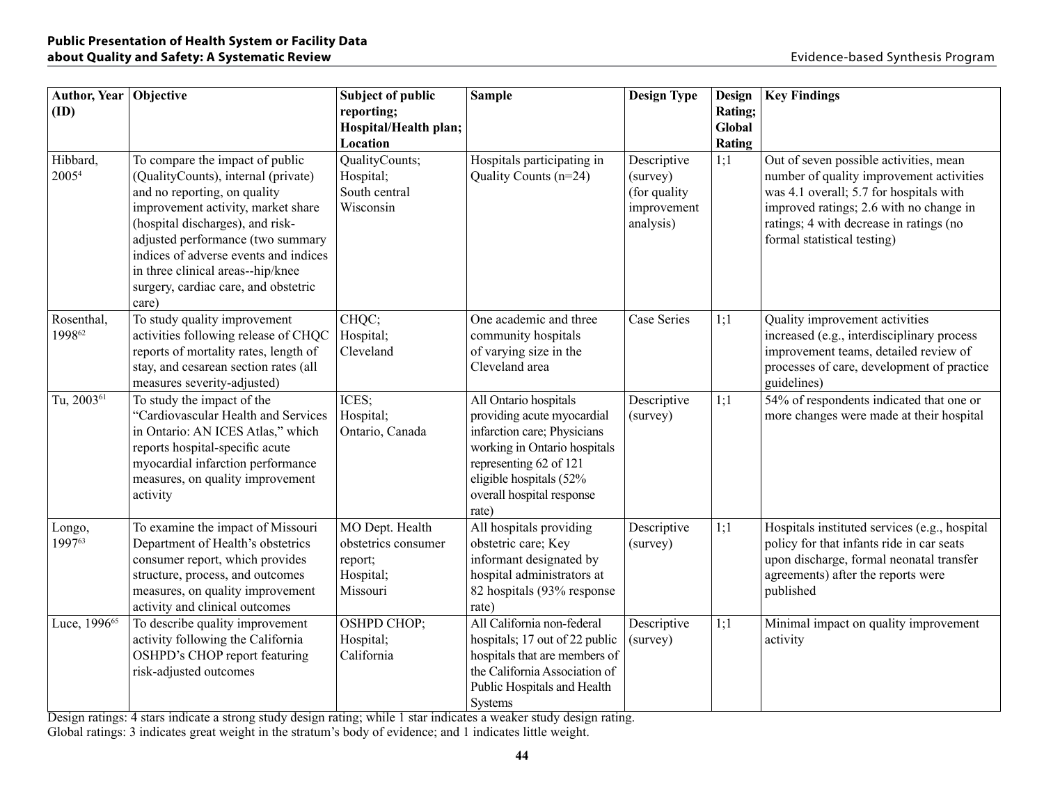| Author, Year (ID) | Objective | Subject of public reporting; Hospital/Health plan; Location | Sample | Design Type | Design Rating; Global Rating | Key Findings |
|---|---|---|---|---|---|---|
| Hibbard, 2005[4] | To compare the impact of public (QualityCounts), internal (private) and no reporting, on quality improvement activity, market share (hospital discharges), and risk-adjusted performance (two summary indices of adverse events and indices in three clinical areas--hip/knee surgery, cardiac care, and obstetric care) | QualityCounts; Hospital; South central Wisconsin | Hospitals participating in Quality Counts (n=24) | Descriptive (survey) (for quality improvement analysis) | 1;1 | Out of seven possible activities, mean number of quality improvement activities was 4.1 overall; 5.7 for hospitals with improved ratings; 2.6 with no change in ratings; 4 with decrease in ratings (no formal statistical testing) |
| Rosenthal, 1998[62] | To study quality improvement activities following release of CHQC reports of mortality rates, length of stay, and cesarean section rates (all measures severity-adjusted) | CHQC; Hospital; Cleveland | One academic and three community hospitals of varying size in the Cleveland area | Case Series | 1;1 | Quality improvement activities increased (e.g., interdisciplinary process improvement teams, detailed review of processes of care, development of practice guidelines) |
| Tu, 2003[61] | To study the impact of the "Cardiovascular Health and Services in Ontario: AN ICES Atlas," which reports hospital-specific acute myocardial infarction performance measures, on quality improvement activity | ICES; Hospital; Ontario, Canada | All Ontario hospitals providing acute myocardial infarction care; Physicians working in Ontario hospitals representing 62 of 121 eligible hospitals (52% overall hospital response rate) | Descriptive (survey) | 1;1 | 54% of respondents indicated that one or more changes were made at their hospital |
| Longo, 1997[63] | To examine the impact of Missouri Department of Health's obstetrics consumer report, which provides structure, process, and outcomes measures, on quality improvement activity and clinical outcomes | MO Dept. Health obstetrics consumer report; Hospital; Missouri | All hospitals providing obstetric care; Key informant designated by hospital administrators at 82 hospitals (93% response rate) | Descriptive (survey) | 1;1 | Hospitals instituted services (e.g., hospital policy for that infants ride in car seats upon discharge, formal neonatal transfer agreements) after the reports were published |
| Luce, 1996[65] | To describe quality improvement activity following the California OSHPD's CHOP report featuring risk-adjusted outcomes | OSHPD CHOP; Hospital; California | All California non-federal hospitals; 17 out of 22 public hospitals that are members of the California Association of Public Hospitals and Health Systems | Descriptive (survey) | 1;1 | Minimal impact on quality improvement activity |

Design ratings: 4 stars indicate a strong study design rating; while 1 star indicates a weaker study design rating.
Global ratings: 3 indicates great weight in the stratum's body of evidence; and 1 indicates little weight.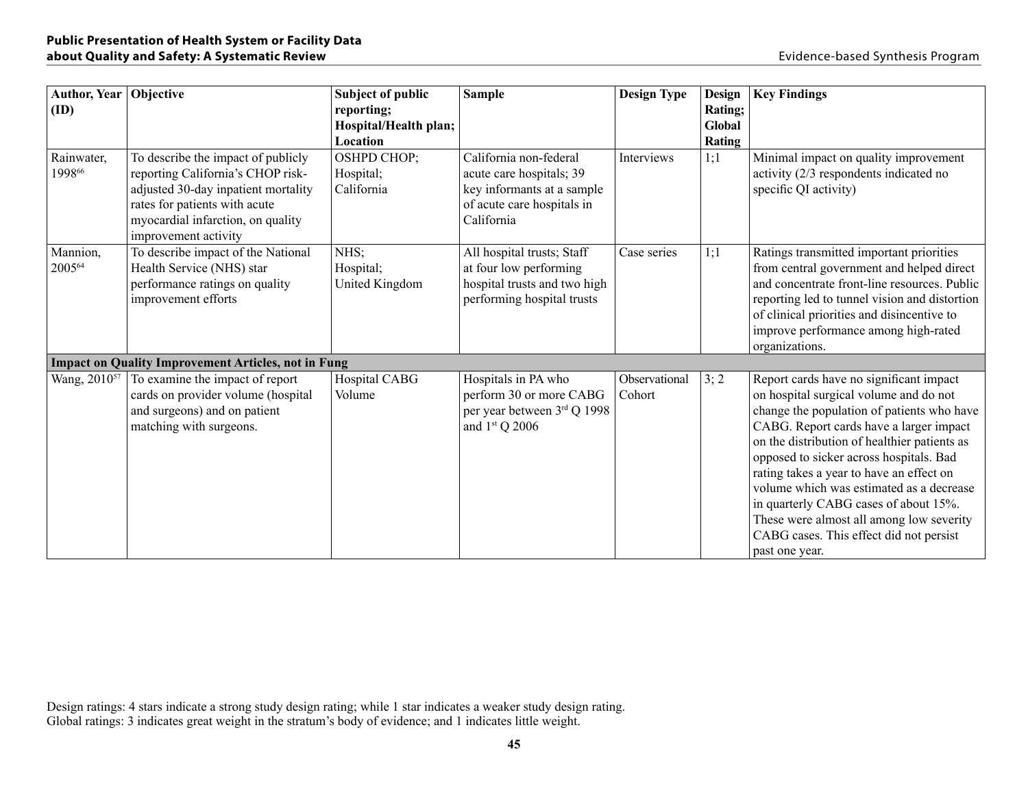| Author, Year (ID) | Objective | Subject of public reporting; Hospital/Health plan; Location | Sample | Design Type | Design Rating; Global Rating | Key Findings |
|---|---|---|---|---|---|---|
| Rainwater, 1998[66] | To describe the impact of publicly reporting California's CHOP risk-adjusted 30-day inpatient mortality rates for patients with acute myocardial infarction, on quality improvement activity | OSHPD CHOP; Hospital; California | California non-federal acute care hospitals; 39 key informants at a sample of acute care hospitals in California | Interviews | 1;1 | Minimal impact on quality improvement activity (2/3 respondents indicated no specific QI activity) |
| Mannion, 2005[64] | To describe impact of the National Health Service (NHS) star performance ratings on quality improvement efforts | NHS; Hospital; United Kingdom | All hospital trusts; Staff at four low performing hospital trusts and two high performing hospital trusts | Case series | 1;1 | Ratings transmitted important priorities from central government and helped direct and concentrate front-line resources. Public reporting led to tunnel vision and distortion of clinical priorities and disincentive to improve performance among high-rated organizations. |
| **Impact on Quality Improvement Articles, not in Fung** | | | | | | |
| Wang, 2010[57] | To examine the impact of report cards on provider volume (hospital and surgeons) and on patient matching with surgeons. | Hospital CABG Volume | Hospitals in PA who perform 30 or more CABG per year between 3rd Q 1998 and 1st Q 2006 | Observational Cohort | 3; 2 | Report cards have no significant impact on hospital surgical volume and do not change the population of patients who have CABG. Report cards have a larger impact on the distribution of healthier patients as opposed to sicker across hospitals. Bad rating takes a year to have an effect on volume which was estimated as a decrease in quarterly CABG cases of about 15%. These were almost all among low severity CABG cases. This effect did not persist past one year. |

Design ratings: 4 stars indicate a strong study design rating; while 1 star indicates a weaker study design rating.
Global ratings: 3 indicates great weight in the stratum's body of evidence; and 1 indicates little weight.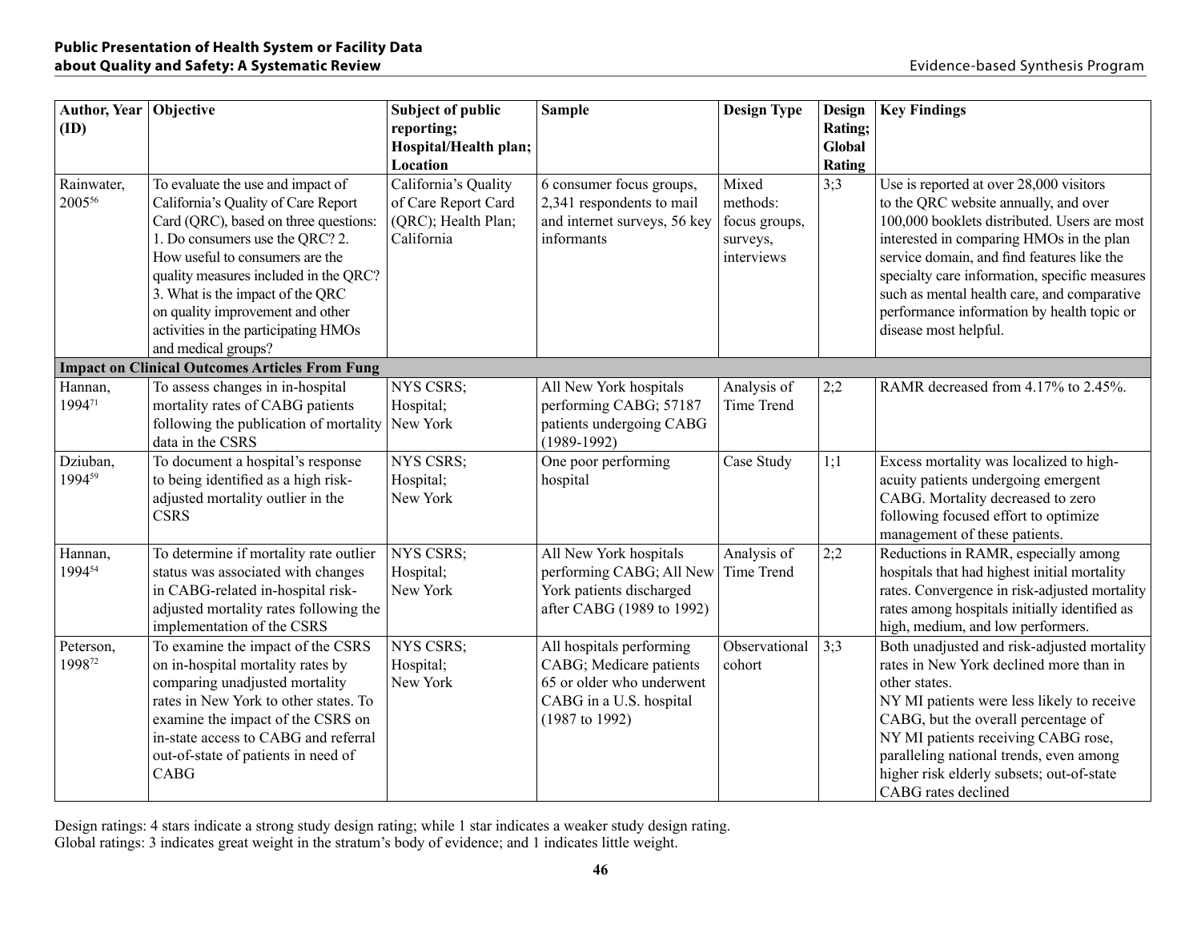| Author, Year (ID) | Objective | Subject of public reporting; Hospital/Health plan; Location | Sample | Design Type | Design Rating; Global Rating | Key Findings |
|---|---|---|---|---|---|---|
| Rainwater, 2005[56] | To evaluate the use and impact of California's Quality of Care Report Card (QRC), based on three questions: 1. Do consumers use the QRC? 2. How useful to consumers are the quality measures included in the QRC? 3. What is the impact of the QRC on quality improvement and other activities in the participating HMOs and medical groups? | California's Quality of Care Report Card (QRC); Health Plan; California | 6 consumer focus groups, 2,341 respondents to mail and internet surveys, 56 key informants | Mixed methods: focus groups, surveys, interviews | 3;3 | Use is reported at over 28,000 visitors to the QRC website annually, and over 100,000 booklets distributed. Users are most interested in comparing HMOs in the plan service domain, and find features like the specialty care information, specific measures such as mental health care, and comparative performance information by health topic or disease most helpful. |
| **Impact on Clinical Outcomes Articles From Fung** | | | | | | |
| Hannan, 1994[71] | To assess changes in in-hospital mortality rates of CABG patients following the publication of mortality data in the CSRS | NYS CSRS; Hospital; New York | All New York hospitals performing CABG; 57187 patients undergoing CABG (1989-1992) | Analysis of Time Trend | 2;2 | RAMR decreased from 4.17% to 2.45%. |
| Dziuban, 1994[59] | To document a hospital's response to being identified as a high risk-adjusted mortality outlier in the CSRS | NYS CSRS; Hospital; New York | One poor performing hospital | Case Study | 1;1 | Excess mortality was localized to high-acuity patients undergoing emergent CABG. Mortality decreased to zero following focused effort to optimize management of these patients. |
| Hannan, 1994[54] | To determine if mortality rate outlier status was associated with changes in CABG-related in-hospital risk-adjusted mortality rates following the implementation of the CSRS | NYS CSRS; Hospital; New York | All New York hospitals performing CABG; All New York patients discharged after CABG (1989 to 1992) | Analysis of Time Trend | 2;2 | Reductions in RAMR, especially among hospitals that had highest initial mortality rates. Convergence in risk-adjusted mortality rates among hospitals initially identified as high, medium, and low performers. |
| Peterson, 1998[72] | To examine the impact of the CSRS on in-hospital mortality rates by comparing unadjusted mortality rates in New York to other states. To examine the impact of the CSRS on in-state access to CABG and referral out-of-state of patients in need of CABG | NYS CSRS; Hospital; New York | All hospitals performing CABG; Medicare patients 65 or older who underwent CABG in a U.S. hospital (1987 to 1992) | Observational cohort | 3;3 | Both unadjusted and risk-adjusted mortality rates in New York declined more than in other states. NY MI patients were less likely to receive CABG, but the overall percentage of NY MI patients receiving CABG rose, paralleling national trends, even among higher risk elderly subsets; out-of-state CABG rates declined |

Design ratings: 4 stars indicate a strong study design rating; while 1 star indicates a weaker study design rating.
Global ratings: 3 indicates great weight in the stratum's body of evidence; and 1 indicates little weight.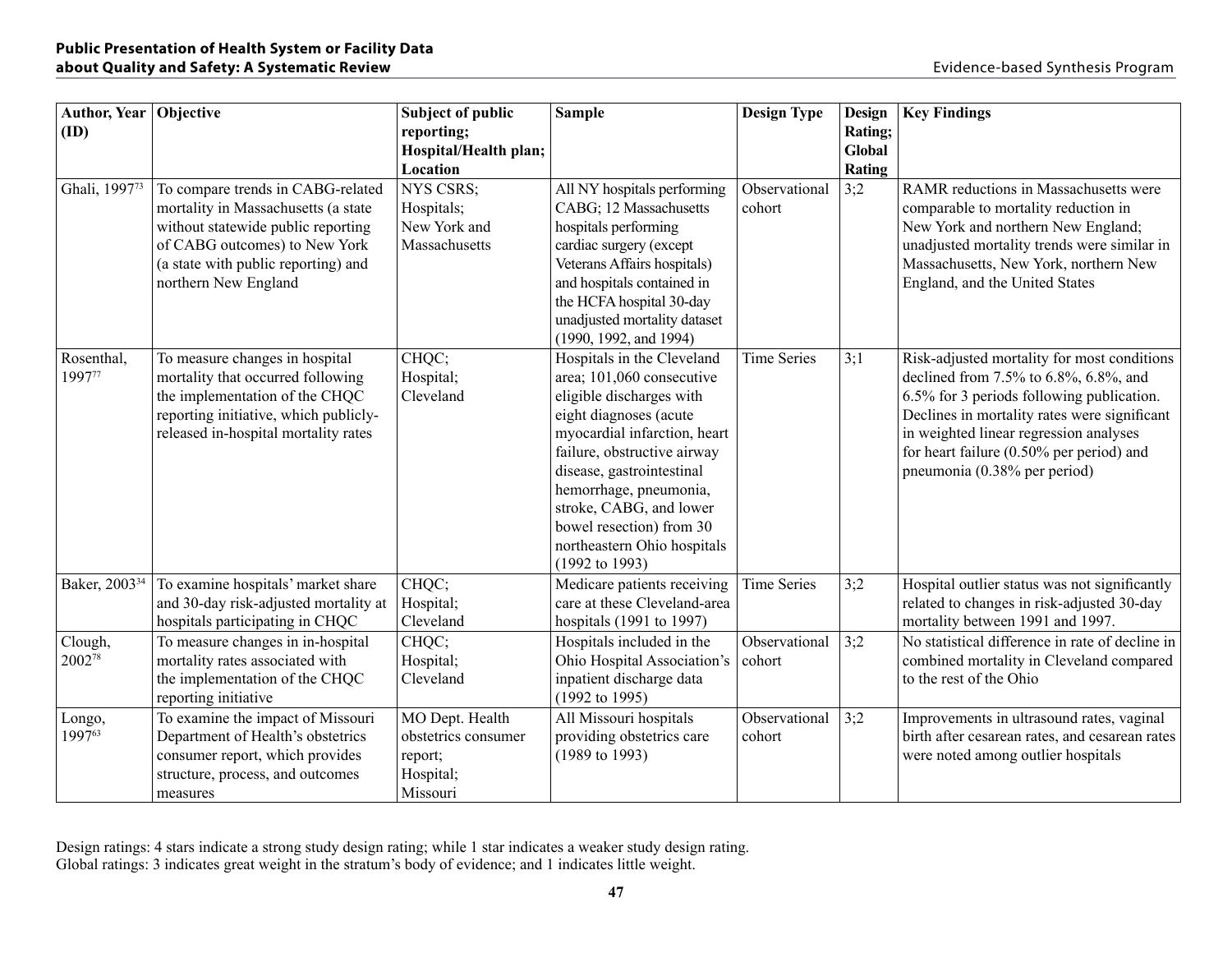| Author, Year (ID) | Objective | Subject of public reporting; Hospital/Health plan; Location | Sample | Design Type | Design Rating; Global Rating | Key Findings |
|---|---|---|---|---|---|---|
| Ghali, 1997[73] | To compare trends in CABG-related mortality in Massachusetts (a state without statewide public reporting of CABG outcomes) to New York (a state with public reporting) and northern New England | NYS CSRS; Hospitals; New York and Massachusetts | All NY hospitals performing CABG; 12 Massachusetts hospitals performing cardiac surgery (except Veterans Affairs hospitals) and hospitals contained in the HCFA hospital 30-day unadjusted mortality dataset (1990, 1992, and 1994) | Observational cohort | 3;2 | RAMR reductions in Massachusetts were comparable to mortality reduction in New York and northern New England; unadjusted mortality trends were similar in Massachusetts, New York, northern New England, and the United States |
| Rosenthal, 1997[77] | To measure changes in hospital mortality that occurred following the implementation of the CHQC reporting initiative, which publicly-released in-hospital mortality rates | CHQC; Hospital; Cleveland | Hospitals in the Cleveland area; 101,060 consecutive eligible discharges with eight diagnoses (acute myocardial infarction, heart failure, obstructive airway disease, gastrointestinal hemorrhage, pneumonia, stroke, CABG, and lower bowel resection) from 30 northeastern Ohio hospitals (1992 to 1993) | Time Series | 3;1 | Risk-adjusted mortality for most conditions declined from 7.5% to 6.8%, 6.8%, and 6.5% for 3 periods following publication. Declines in mortality rates were significant in weighted linear regression analyses for heart failure (0.50% per period) and pneumonia (0.38% per period) |
| Baker, 2003[34] | To examine hospitals' market share and 30-day risk-adjusted mortality at hospitals participating in CHQC | CHQC; Hospital; Cleveland | Medicare patients receiving care at these Cleveland-area hospitals (1991 to 1997) | Time Series | 3;2 | Hospital outlier status was not significantly related to changes in risk-adjusted 30-day mortality between 1991 and 1997. |
| Clough, 2002[78] | To measure changes in in-hospital mortality rates associated with the implementation of the CHQC reporting initiative | CHQC; Hospital; Cleveland | Hospitals included in the Ohio Hospital Association's inpatient discharge data (1992 to 1995) | Observational cohort | 3;2 | No statistical difference in rate of decline in combined mortality in Cleveland compared to the rest of the Ohio |
| Longo, 1997[63] | To examine the impact of Missouri Department of Health's obstetrics consumer report, which provides structure, process, and outcomes measures | MO Dept. Health obstetrics consumer report; Hospital; Missouri | All Missouri hospitals providing obstetrics care (1989 to 1993) | Observational cohort | 3;2 | Improvements in ultrasound rates, vaginal birth after cesarean rates, and cesarean rates were noted among outlier hospitals |

Design ratings: 4 stars indicate a strong study design rating; while 1 star indicates a weaker study design rating.
Global ratings: 3 indicates great weight in the stratum's body of evidence; and 1 indicates little weight.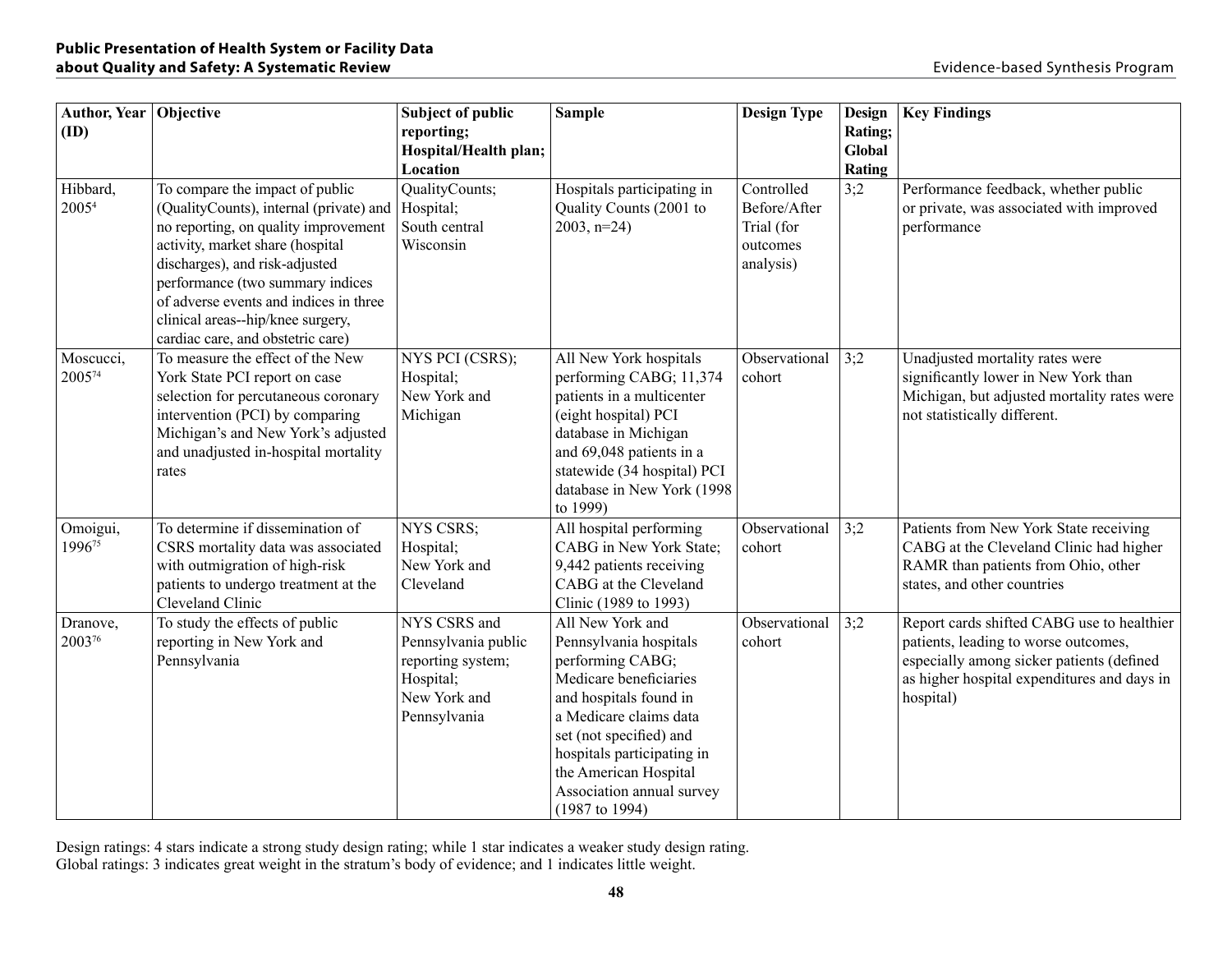| Author, Year (ID) | Objective | Subject of public reporting; Hospital/Health plan; Location | Sample | Design Type | Design Rating; Global Rating | Key Findings |
|---|---|---|---|---|---|---|
| Hibbard, 2005[4] | To compare the impact of public (QualityCounts), internal (private) and no reporting, on quality improvement activity, market share (hospital discharges), and risk-adjusted performance (two summary indices of adverse events and indices in three clinical areas--hip/knee surgery, cardiac care, and obstetric care) | QualityCounts; Hospital; South central Wisconsin | Hospitals participating in Quality Counts (2001 to 2003, n=24) | Controlled Before/After Trial (for outcomes analysis) | 3;2 | Performance feedback, whether public or private, was associated with improved performance |
| Moscucci, 2005[74] | To measure the effect of the New York State PCI report on case selection for percutaneous coronary intervention (PCI) by comparing Michigan's and New York's adjusted and unadjusted in-hospital mortality rates | NYS PCI (CSRS); Hospital; New York and Michigan | All New York hospitals performing CABG; 11,374 patients in a multicenter (eight hospital) PCI database in Michigan and 69,048 patients in a statewide (34 hospital) PCI database in New York (1998 to 1999) | Observational cohort | 3;2 | Unadjusted mortality rates were significantly lower in New York than Michigan, but adjusted mortality rates were not statistically different. |
| Omoigui, 1996[75] | To determine if dissemination of CSRS mortality data was associated with outmigration of high-risk patients to undergo treatment at the Cleveland Clinic | NYS CSRS; Hospital; New York and Cleveland | All hospital performing CABG in New York State; 9,442 patients receiving CABG at the Cleveland Clinic (1989 to 1993) | Observational cohort | 3;2 | Patients from New York State receiving CABG at the Cleveland Clinic had higher RAMR than patients from Ohio, other states, and other countries |
| Dranove, 2003[76] | To study the effects of public reporting in New York and Pennsylvania | NYS CSRS and Pennsylvania public reporting system; Hospital; New York and Pennsylvania | All New York and Pennsylvania hospitals performing CABG; Medicare beneficiaries and hospitals found in a Medicare claims data set (not specified) and hospitals participating in the American Hospital Association annual survey (1987 to 1994) | Observational cohort | 3;2 | Report cards shifted CABG use to healthier patients, leading to worse outcomes, especially among sicker patients (defined as higher hospital expenditures and days in hospital) |

Design ratings: 4 stars indicate a strong study design rating; while 1 star indicates a weaker study design rating.
Global ratings: 3 indicates great weight in the stratum's body of evidence; and 1 indicates little weight.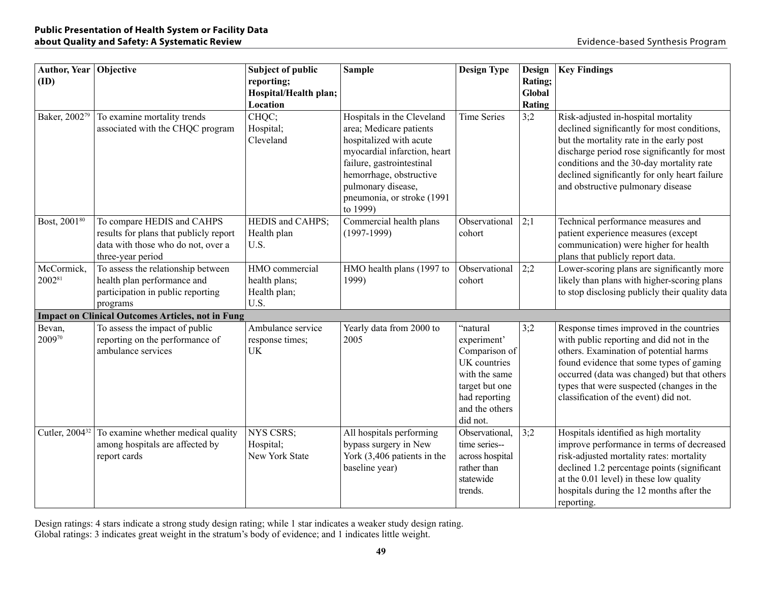| Author, Year (ID) | Objective | Subject of public reporting; Hospital/Health plan; Location | Sample | Design Type | Design Rating; Global Rating | Key Findings |
|---|---|---|---|---|---|---|
| Baker, 2002[79] | To examine mortality trends associated with the CHQC program | CHQC; Hospital; Cleveland | Hospitals in the Cleveland area; Medicare patients hospitalized with acute myocardial infarction, heart failure, gastrointestinal hemorrhage, obstructive pulmonary disease, pneumonia, or stroke (1991 to 1999) | Time Series | 3;2 | Risk-adjusted in-hospital mortality declined significantly for most conditions, but the mortality rate in the early post discharge period rose significantly for most conditions and the 30-day mortality rate declined significantly for only heart failure and obstructive pulmonary disease |
| Bost, 2001[80] | To compare HEDIS and CAHPS results for plans that publicly report data with those who do not, over a three-year period | HEDIS and CAHPS; Health plan U.S. | Commercial health plans (1997-1999) | Observational cohort | 2;1 | Technical performance measures and patient experience measures (except communication) were higher for health plans that publicly report data. |
| McCormick, 2002[81] | To assess the relationship between health plan performance and participation in public reporting programs | HMO commercial health plans; Health plan; U.S. | HMO health plans (1997 to 1999) | Observational cohort | 2;2 | Lower-scoring plans are significantly more likely than plans with higher-scoring plans to stop disclosing publicly their quality data |
| **Impact on Clinical Outcomes Articles, not in Fung** | | | | | | |
| Bevan, 2009[70] | To assess the impact of public reporting on the performance of ambulance services | Ambulance service response times; UK | Yearly data from 2000 to 2005 | "natural experiment' Comparison of UK countries with the same target but one had reporting and the others did not. | 3;2 | Response times improved in the countries with public reporting and did not in the others. Examination of potential harms found evidence that some types of gaming occurred (data was changed) but that others types that were suspected (changes in the classification of the event) did not. |
| Cutler, 2004[32] | To examine whether medical quality among hospitals are affected by report cards | NYS CSRS; Hospital; New York State | All hospitals performing bypass surgery in New York (3,406 patients in the baseline year) | Observational, time series-- across hospital rather than statewide trends. | 3;2 | Hospitals identified as high mortality improve performance in terms of decreased risk-adjusted mortality rates: mortality declined 1.2 percentage points (significant at the 0.01 level) in these low quality hospitals during the 12 months after the reporting. |

Design ratings: 4 stars indicate a strong study design rating; while 1 star indicates a weaker study design rating.
Global ratings: 3 indicates great weight in the stratum's body of evidence; and 1 indicates little weight.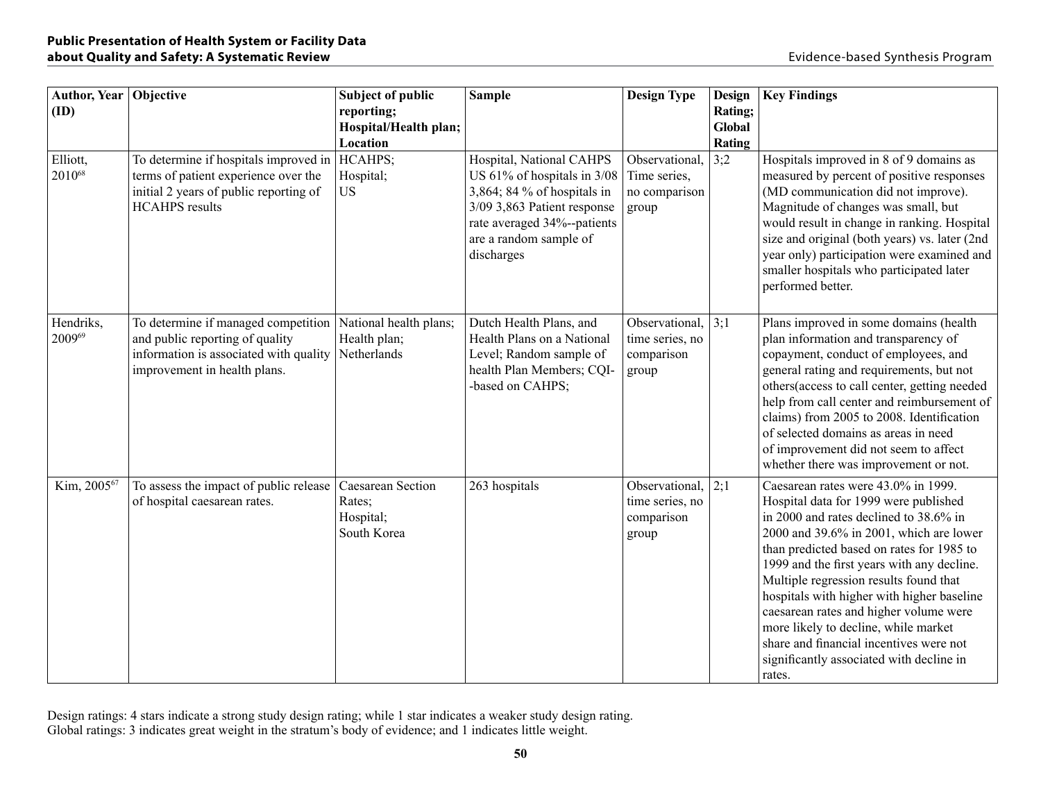| Author, Year (ID) | Objective | Subject of public reporting; Hospital/Health plan; Location | Sample | Design Type | Design Rating; Global Rating | Key Findings |
|---|---|---|---|---|---|---|
| Elliott, 2010[68] | To determine if hospitals improved in terms of patient experience over the initial 2 years of public reporting of HCAHPS results | HCAHPS; Hospital; US | Hospital, National CAHPS US 61% of hospitals in 3/08 3,864; 84 % of hospitals in 3/09 3,863 Patient response rate averaged 34%--patients are a random sample of discharges | Observational, Time series, no comparison group | 3;2 | Hospitals improved in 8 of 9 domains as measured by percent of positive responses (MD communication did not improve). Magnitude of changes was small, but would result in change in ranking. Hospital size and original (both years) vs. later (2nd year only) participation were examined and smaller hospitals who participated later performed better. |
| Hendriks, 2009[69] | To determine if managed competition and public reporting of quality information is associated with quality improvement in health plans. | National health plans; Health plan; Netherlands | Dutch Health Plans, and Health Plans on a National Level; Random sample of health Plan Members; CQI--based on CAHPS; | Observational, time series, no comparison group | 3;1 | Plans improved in some domains (health plan information and transparency of copayment, conduct of employees, and general rating and requirements, but not others(access to call center, getting needed help from call center and reimbursement of claims) from 2005 to 2008. Identification of selected domains as areas in need of improvement did not seem to affect whether there was improvement or not. |
| Kim, 2005[67] | To assess the impact of public release of hospital caesarean rates. | Caesarean Section Rates; Hospital; South Korea | 263 hospitals | Observational, time series, no comparison group | 2;1 | Caesarean rates were 43.0% in 1999. Hospital data for 1999 were published in 2000 and rates declined to 38.6% in 2000 and 39.6% in 2001, which are lower than predicted based on rates for 1985 to 1999 and the first years with any decline. Multiple regression results found that hospitals with higher with higher baseline caesarean rates and higher volume were more likely to decline, while market share and financial incentives were not significantly associated with decline in rates. |

Design ratings: 4 stars indicate a strong study design rating; while 1 star indicates a weaker study design rating.
Global ratings: 3 indicates great weight in the stratum's body of evidence; and 1 indicates little weight.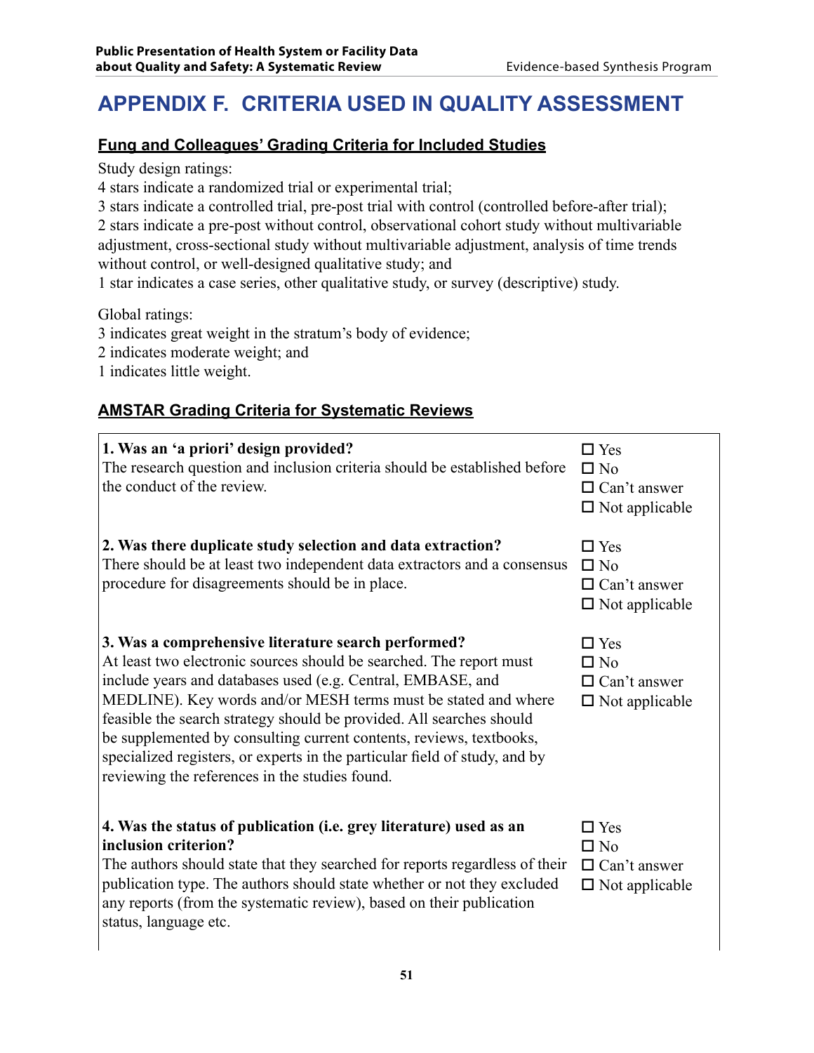# APPENDIX F. CRITERIA USED IN QUALITY ASSESSMENT

## Fung and Colleagues' Grading Criteria for Included Studies

Study design ratings:

4 stars indicate a randomized trial or experimental trial;

3 stars indicate a controlled trial, pre-post trial with control (controlled before-after trial);

2 stars indicate a pre-post without control, observational cohort study without multivariable adjustment, cross-sectional study without multivariable adjustment, analysis of time trends without control, or well-designed qualitative study; and

1 star indicates a case series, other qualitative study, or survey (descriptive) study.

Global ratings:

3 indicates great weight in the stratum's body of evidence;

2 indicates moderate weight; and

1 indicates little weight.

## AMSTAR Grading Criteria for Systematic Reviews

| Criterion | Response |
|---|---|
| **1. Was an 'a priori' design provided?**<br>The research question and inclusion criteria should be established before the conduct of the review. | ☐ Yes<br>☐ No<br>☐ Can't answer<br>☐ Not applicable |
| **2. Was there duplicate study selection and data extraction?**<br>There should be at least two independent data extractors and a consensus procedure for disagreements should be in place. | ☐ Yes<br>☐ No<br>☐ Can't answer<br>☐ Not applicable |
| **3. Was a comprehensive literature search performed?**<br>At least two electronic sources should be searched. The report must include years and databases used (e.g. Central, EMBASE, and MEDLINE). Key words and/or MESH terms must be stated and where feasible the search strategy should be provided. All searches should be supplemented by consulting current contents, reviews, textbooks, specialized registers, or experts in the particular field of study, and by reviewing the references in the studies found. | ☐ Yes<br>☐ No<br>☐ Can't answer<br>☐ Not applicable |
| **4. Was the status of publication (i.e. grey literature) used as an inclusion criterion?**<br>The authors should state that they searched for reports regardless of their publication type. The authors should state whether or not they excluded any reports (from the systematic review), based on their publication status, language etc. | ☐ Yes<br>☐ No<br>☐ Can't answer<br>☐ Not applicable |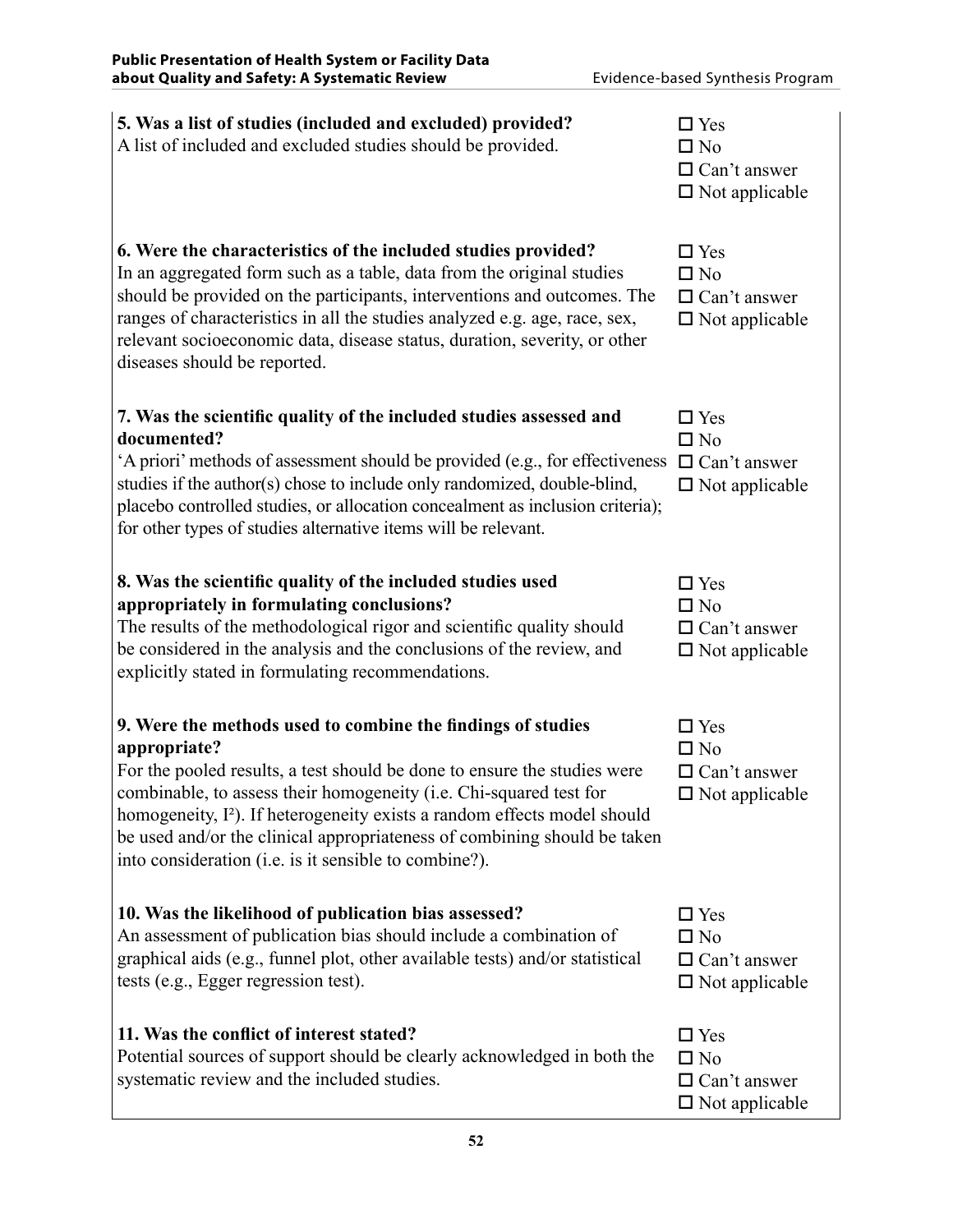**5. Was a list of studies (included and excluded) provided?**
A list of included and excluded studies should be provided.

- ☐ Yes
- ☐ No
- ☐ Can't answer
- ☐ Not applicable

**6. Were the characteristics of the included studies provided?**
In an aggregated form such as a table, data from the original studies should be provided on the participants, interventions and outcomes. The ranges of characteristics in all the studies analyzed e.g. age, race, sex, relevant socioeconomic data, disease status, duration, severity, or other diseases should be reported.

- ☐ Yes
- ☐ No
- ☐ Can't answer
- ☐ Not applicable

**7. Was the scientific quality of the included studies assessed and documented?**
'A priori' methods of assessment should be provided (e.g., for effectiveness studies if the author(s) chose to include only randomized, double-blind, placebo controlled studies, or allocation concealment as inclusion criteria); for other types of studies alternative items will be relevant.

- ☐ Yes
- ☐ No
- ☐ Can't answer
- ☐ Not applicable

**8. Was the scientific quality of the included studies used appropriately in formulating conclusions?**
The results of the methodological rigor and scientific quality should be considered in the analysis and the conclusions of the review, and explicitly stated in formulating recommendations.

- ☐ Yes
- ☐ No
- ☐ Can't answer
- ☐ Not applicable

**9. Were the methods used to combine the findings of studies appropriate?**
For the pooled results, a test should be done to ensure the studies were combinable, to assess their homogeneity (i.e. Chi-squared test for homogeneity, $I^2$). If heterogeneity exists a random effects model should be used and/or the clinical appropriateness of combining should be taken into consideration (i.e. is it sensible to combine?).

- ☐ Yes
- ☐ No
- ☐ Can't answer
- ☐ Not applicable

**10. Was the likelihood of publication bias assessed?**
An assessment of publication bias should include a combination of graphical aids (e.g., funnel plot, other available tests) and/or statistical tests (e.g., Egger regression test).

- ☐ Yes
- ☐ No
- ☐ Can't answer
- ☐ Not applicable

**11. Was the conflict of interest stated?**
Potential sources of support should be clearly acknowledged in both the systematic review and the included studies.

- ☐ Yes
- ☐ No
- ☐ Can't answer
- ☐ Not applicable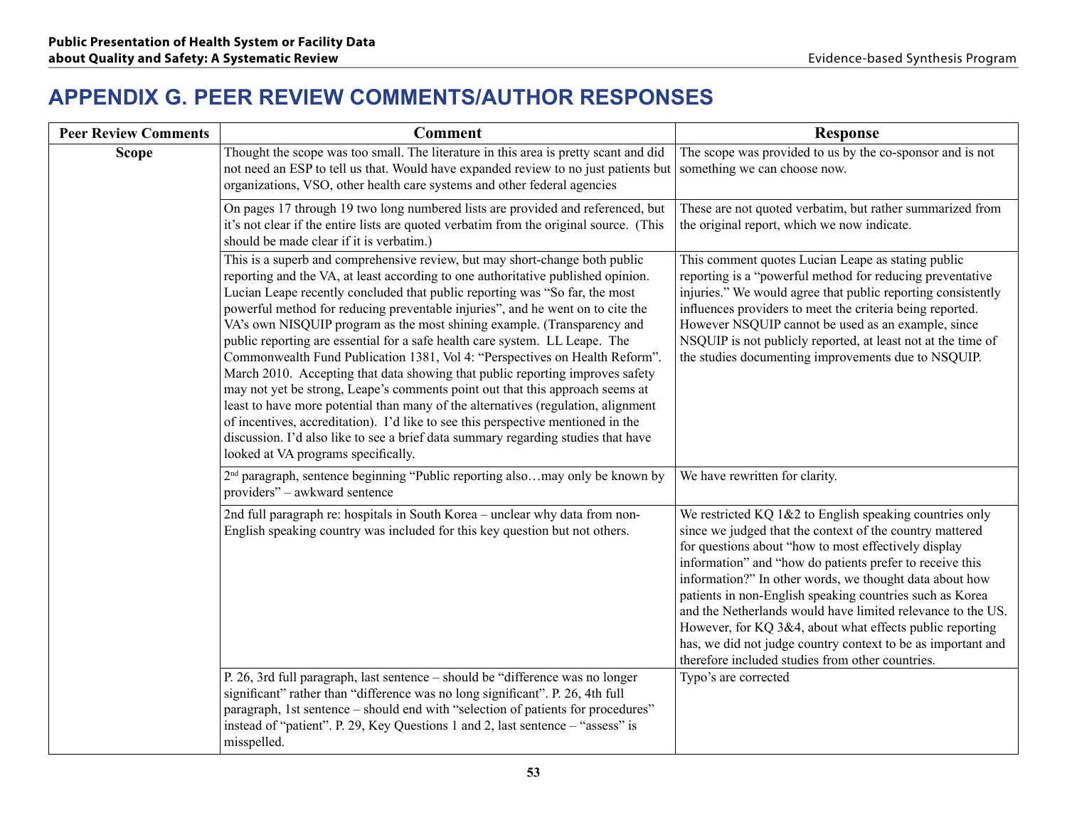# APPENDIX G. PEER REVIEW COMMENTS/AUTHOR RESPONSES

| Peer Review Comments | Comment | Response |
|---|---|---|
| **Scope** | Thought the scope was too small. The literature in this area is pretty scant and did not need an ESP to tell us that. Would have expanded review to no just patients but organizations, VSO, other health care systems and other federal agencies | The scope was provided to us by the co-sponsor and is not something we can choose now. |
| | On pages 17 through 19 two long numbered lists are provided and referenced, but it's not clear if the entire lists are quoted verbatim from the original source. (This should be made clear if it is verbatim.) | These are not quoted verbatim, but rather summarized from the original report, which we now indicate. |
| | This is a superb and comprehensive review, but may short-change both public reporting and the VA, at least according to one authoritative published opinion. Lucian Leape recently concluded that public reporting was "So far, the most powerful method for reducing preventable injuries", and he went on to cite the VA's own NISQUIP program as the most shining example. (Transparency and public reporting are essential for a safe health care system. LL Leape. The Commonwealth Fund Publication 1381, Vol 4: "Perspectives on Health Reform". March 2010. Accepting that data showing that public reporting improves safety may not yet be strong, Leape's comments point out that this approach seems at least to have more potential than many of the alternatives (regulation, alignment of incentives, accreditation). I'd like to see this perspective mentioned in the discussion. I'd also like to see a brief data summary regarding studies that have looked at VA programs specifically. | This comment quotes Lucian Leape as stating public reporting is a "powerful method for reducing preventative injuries." We would agree that public reporting consistently influences providers to meet the criteria being reported. However NSQUIP cannot be used as an example, since NSQUIP is not publicly reported, at least not at the time of the studies documenting improvements due to NSQUIP. |
| | 2nd paragraph, sentence beginning "Public reporting also…may only be known by providers" – awkward sentence | We have rewritten for clarity. |
| | 2nd full paragraph re: hospitals in South Korea – unclear why data from non-English speaking country was included for this key question but not others. | We restricted KQ 1&2 to English speaking countries only since we judged that the context of the country mattered for questions about "how to most effectively display information" and "how do patients prefer to receive this information?" In other words, we thought data about how patients in non-English speaking countries such as Korea and the Netherlands would have limited relevance to the US. However, for KQ 3&4, about what effects public reporting has, we did not judge country context to be as important and therefore included studies from other countries. |
| | P. 26, 3rd full paragraph, last sentence – should be "difference was no longer significant" rather than "difference was no long significant". P. 26, 4th full paragraph, 1st sentence – should end with "selection of patients for procedures" instead of "patient". P. 29, Key Questions 1 and 2, last sentence – "assess" is misspelled. | Typo's are corrected |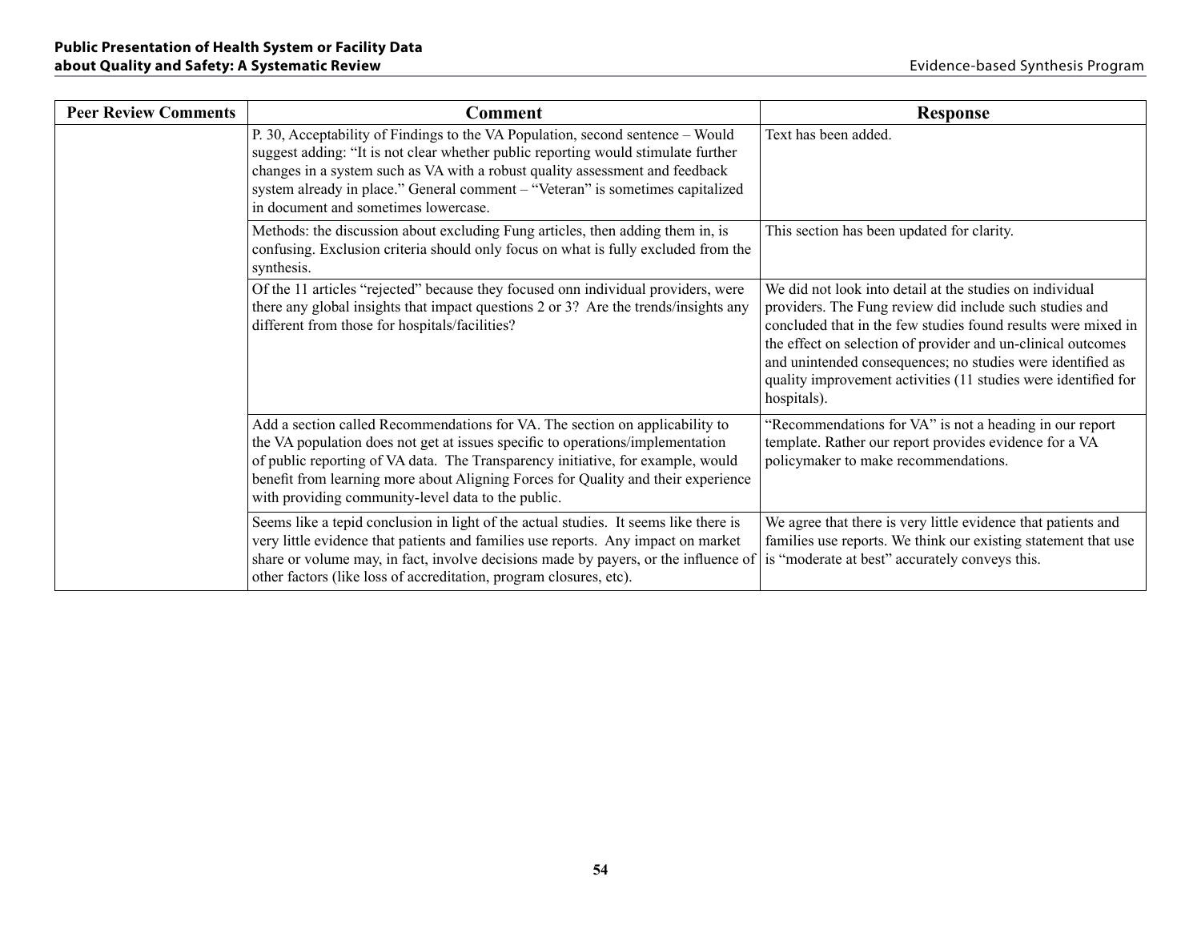| Peer Review Comments | Comment | Response |
|---|---|---|
| | P. 30, Acceptability of Findings to the VA Population, second sentence – Would suggest adding: "It is not clear whether public reporting would stimulate further changes in a system such as VA with a robust quality assessment and feedback system already in place." General comment – "Veteran" is sometimes capitalized in document and sometimes lowercase. | Text has been added. |
| | Methods: the discussion about excluding Fung articles, then adding them in, is confusing. Exclusion criteria should only focus on what is fully excluded from the synthesis. | This section has been updated for clarity. |
| | Of the 11 articles "rejected" because they focused onn individual providers, were there any global insights that impact questions 2 or 3? Are the trends/insights any different from those for hospitals/facilities? | We did not look into detail at the studies on individual providers. The Fung review did include such studies and concluded that in the few studies found results were mixed in the effect on selection of provider and un-clinical outcomes and unintended consequences; no studies were identified as quality improvement activities (11 studies were identified for hospitals). |
| | Add a section called Recommendations for VA. The section on applicability to the VA population does not get at issues specific to operations/implementation of public reporting of VA data. The Transparency initiative, for example, would benefit from learning more about Aligning Forces for Quality and their experience with providing community-level data to the public. | "Recommendations for VA" is not a heading in our report template. Rather our report provides evidence for a VA policymaker to make recommendations. |
| | Seems like a tepid conclusion in light of the actual studies. It seems like there is very little evidence that patients and families use reports. Any impact on market share or volume may, in fact, involve decisions made by payers, or the influence of other factors (like loss of accreditation, program closures, etc). | We agree that there is very little evidence that patients and families use reports. We think our existing statement that use is "moderate at best" accurately conveys this. |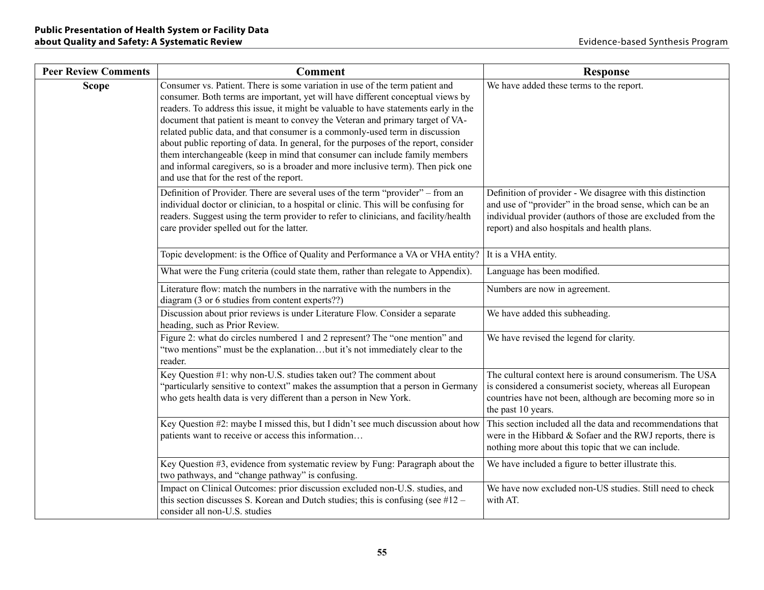| Peer Review Comments | Comment | Response |
| --- | --- | --- |
| Scope | Consumer vs. Patient. There is some variation in use of the term patient and consumer. Both terms are important, yet will have different conceptual views by readers. To address this issue, it might be valuable to have statements early in the document that patient is meant to convey the Veteran and primary target of VA-related public data, and that consumer is a commonly-used term in discussion about public reporting of data. In general, for the purposes of the report, consider them interchangeable (keep in mind that consumer can include family members and informal caregivers, so is a broader and more inclusive term). Then pick one and use that for the rest of the report. | We have added these terms to the report. |
| | Definition of Provider. There are several uses of the term "provider" – from an individual doctor or clinician, to a hospital or clinic. This will be confusing for readers. Suggest using the term provider to refer to clinicians, and facility/health care provider spelled out for the latter. | Definition of provider - We disagree with this distinction and use of "provider" in the broad sense, which can be an individual provider (authors of those are excluded from the report) and also hospitals and health plans. |
| | Topic development: is the Office of Quality and Performance a VA or VHA entity? | It is a VHA entity. |
| | What were the Fung criteria (could state them, rather than relegate to Appendix). | Language has been modified. |
| | Literature flow: match the numbers in the narrative with the numbers in the diagram (3 or 6 studies from content experts??) | Numbers are now in agreement. |
| | Discussion about prior reviews is under Literature Flow. Consider a separate heading, such as Prior Review. | We have added this subheading. |
| | Figure 2: what do circles numbered 1 and 2 represent? The "one mention" and "two mentions" must be the explanation…but it's not immediately clear to the reader. | We have revised the legend for clarity. |
| | Key Question #1: why non-U.S. studies taken out? The comment about "particularly sensitive to context" makes the assumption that a person in Germany who gets health data is very different than a person in New York. | The cultural context here is around consumerism. The USA is considered a consumerist society, whereas all European countries have not been, although are becoming more so in the past 10 years. |
| | Key Question #2: maybe I missed this, but I didn't see much discussion about how patients want to receive or access this information… | This section included all the data and recommendations that were in the Hibbard & Sofaer and the RWJ reports, there is nothing more about this topic that we can include. |
| | Key Question #3, evidence from systematic review by Fung: Paragraph about the two pathways, and "change pathway" is confusing. | We have included a figure to better illustrate this. |
| | Impact on Clinical Outcomes: prior discussion excluded non-U.S. studies, and this section discusses S. Korean and Dutch studies; this is confusing (see #12 – consider all non-U.S. studies | We have now excluded non-US studies. Still need to check with AT. |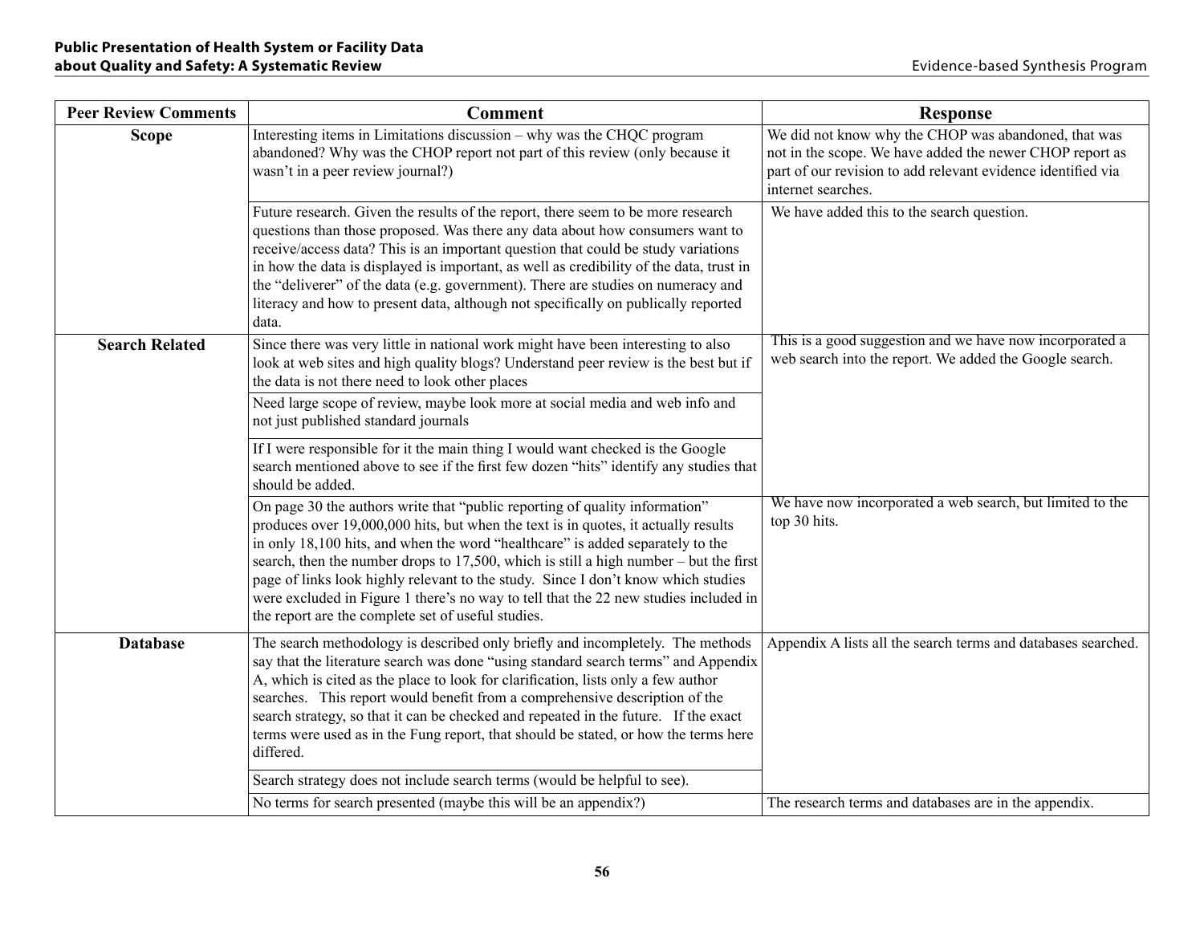| Peer Review Comments | Comment | Response |
|---|---|---|
| **Scope** | Interesting items in Limitations discussion – why was the CHQC program abandoned? Why was the CHOP report not part of this review (only because it wasn't in a peer review journal?) | We did not know why the CHOP was abandoned, that was not in the scope. We have added the newer CHOP report as part of our revision to add relevant evidence identified via internet searches. |
| | Future research. Given the results of the report, there seem to be more research questions than those proposed. Was there any data about how consumers want to receive/access data? This is an important question that could be study variations in how the data is displayed is important, as well as credibility of the data, trust in the "deliverer" of the data (e.g. government). There are studies on numeracy and literacy and how to present data, although not specifically on publically reported data. | We have added this to the search question. |
| **Search Related** | Since there was very little in national work might have been interesting to also look at web sites and high quality blogs? Understand peer review is the best but if the data is not there need to look other places | This is a good suggestion and we have now incorporated a web search into the report. We added the Google search. |
| | Need large scope of review, maybe look more at social media and web info and not just published standard journals | |
| | If I were responsible for it the main thing I would want checked is the Google search mentioned above to see if the first few dozen "hits" identify any studies that should be added. | |
| | On page 30 the authors write that "public reporting of quality information" produces over 19,000,000 hits, but when the text is in quotes, it actually results in only 18,100 hits, and when the word "healthcare" is added separately to the search, then the number drops to 17,500, which is still a high number – but the first page of links look highly relevant to the study. Since I don't know which studies were excluded in Figure 1 there's no way to tell that the 22 new studies included in the report are the complete set of useful studies. | We have now incorporated a web search, but limited to the top 30 hits. |
| **Database** | The search methodology is described only briefly and incompletely. The methods say that the literature search was done "using standard search terms" and Appendix A, which is cited as the place to look for clarification, lists only a few author searches. This report would benefit from a comprehensive description of the search strategy, so that it can be checked and repeated in the future. If the exact terms were used as in the Fung report, that should be stated, or how the terms here differed. | Appendix A lists all the search terms and databases searched. |
| | Search strategy does not include search terms (would be helpful to see). | |
| | No terms for search presented (maybe this will be an appendix?) | The research terms and databases are in the appendix. |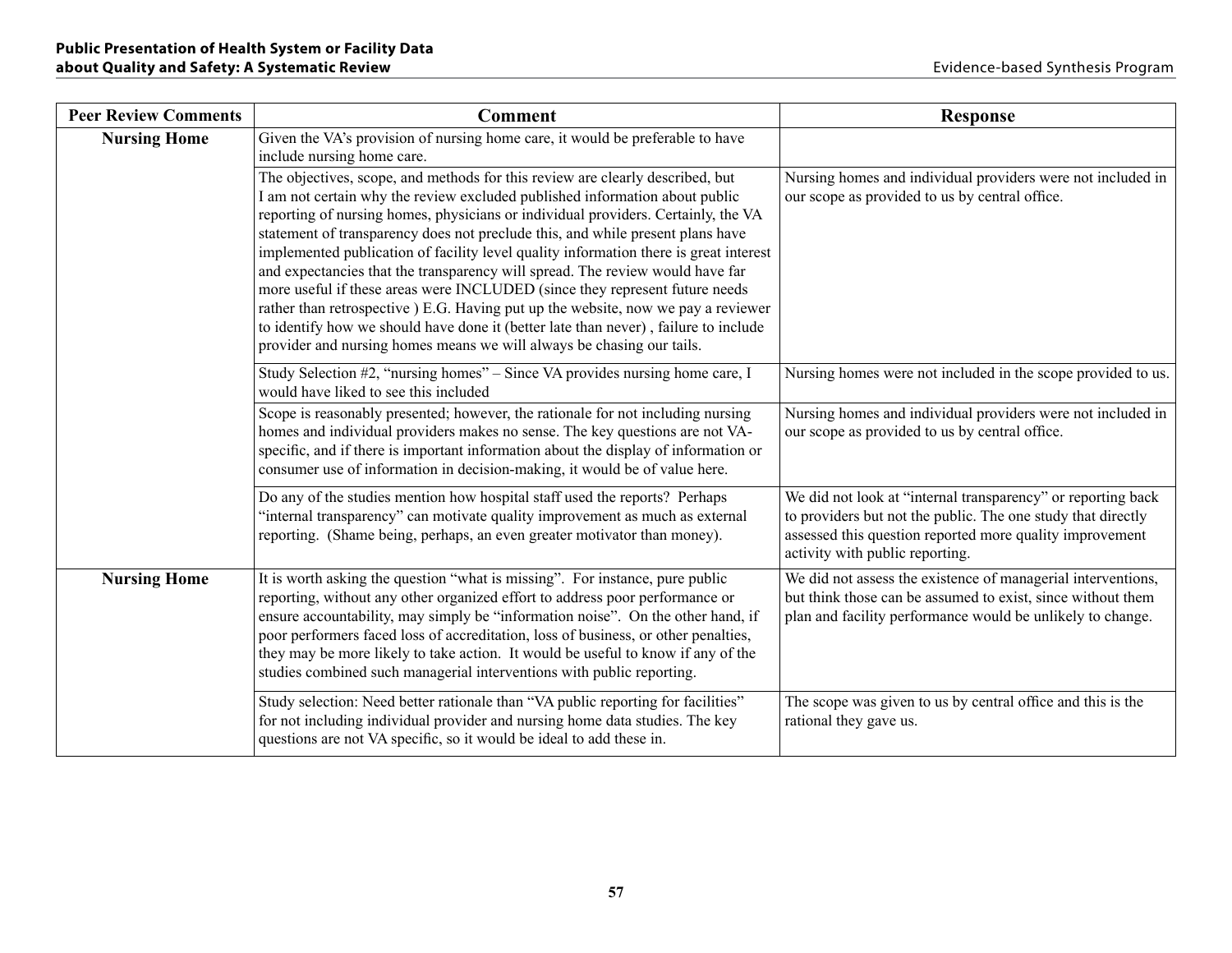| Peer Review Comments | Comment | Response |
|---|---|---|
| **Nursing Home** | Given the VA's provision of nursing home care, it would be preferable to have include nursing home care. | |
| | The objectives, scope, and methods for this review are clearly described, but I am not certain why the review excluded published information about public reporting of nursing homes, physicians or individual providers. Certainly, the VA statement of transparency does not preclude this, and while present plans have implemented publication of facility level quality information there is great interest and expectancies that the transparency will spread. The review would have far more useful if these areas were INCLUDED (since they represent future needs rather than retrospective ) E.G. Having put up the website, now we pay a reviewer to identify how we should have done it (better late than never) , failure to include provider and nursing homes means we will always be chasing our tails. | Nursing homes and individual providers were not included in our scope as provided to us by central office. |
| | Study Selection #2, "nursing homes" – Since VA provides nursing home care, I would have liked to see this included | Nursing homes were not included in the scope provided to us. |
| | Scope is reasonably presented; however, the rationale for not including nursing homes and individual providers makes no sense. The key questions are not VA-specific, and if there is important information about the display of information or consumer use of information in decision-making, it would be of value here. | Nursing homes and individual providers were not included in our scope as provided to us by central office. |
| | Do any of the studies mention how hospital staff used the reports? Perhaps "internal transparency" can motivate quality improvement as much as external reporting. (Shame being, perhaps, an even greater motivator than money). | We did not look at "internal transparency" or reporting back to providers but not the public. The one study that directly assessed this question reported more quality improvement activity with public reporting. |
| **Nursing Home** | It is worth asking the question "what is missing". For instance, pure public reporting, without any other organized effort to address poor performance or ensure accountability, may simply be "information noise". On the other hand, if poor performers faced loss of accreditation, loss of business, or other penalties, they may be more likely to take action. It would be useful to know if any of the studies combined such managerial interventions with public reporting. | We did not assess the existence of managerial interventions, but think those can be assumed to exist, since without them plan and facility performance would be unlikely to change. |
| | Study selection: Need better rationale than "VA public reporting for facilities" for not including individual provider and nursing home data studies. The key questions are not VA specific, so it would be ideal to add these in. | The scope was given to us by central office and this is the rational they gave us. |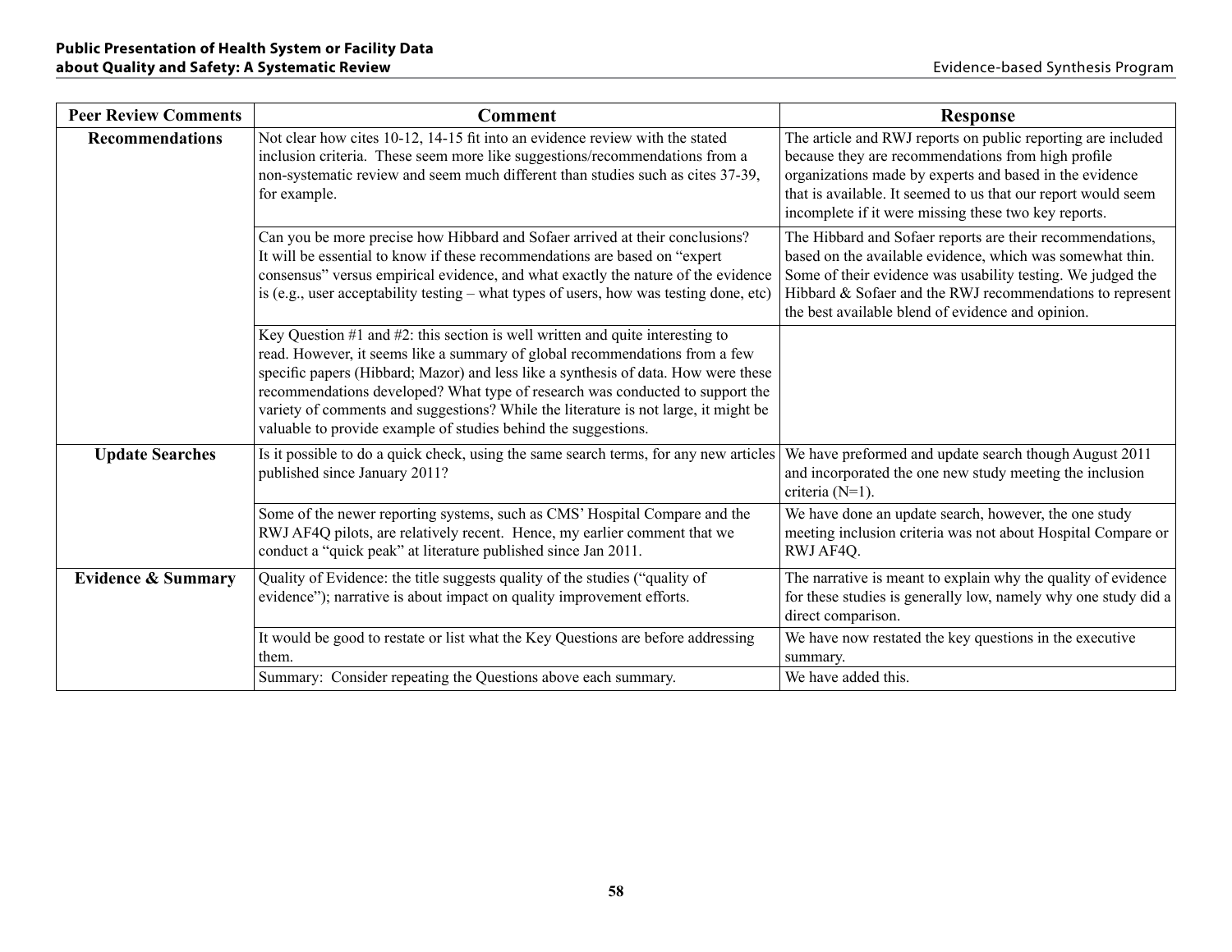| Peer Review Comments | Comment | Response |
|---|---|---|
| **Recommendations** | Not clear how cites 10-12, 14-15 fit into an evidence review with the stated inclusion criteria. These seem more like suggestions/recommendations from a non-systematic review and seem much different than studies such as cites 37-39, for example. | The article and RWJ reports on public reporting are included because they are recommendations from high profile organizations made by experts and based in the evidence that is available. It seemed to us that our report would seem incomplete if it were missing these two key reports. |
| | Can you be more precise how Hibbard and Sofaer arrived at their conclusions? It will be essential to know if these recommendations are based on "expert consensus" versus empirical evidence, and what exactly the nature of the evidence is (e.g., user acceptability testing – what types of users, how was testing done, etc) | The Hibbard and Sofaer reports are their recommendations, based on the available evidence, which was somewhat thin. Some of their evidence was usability testing. We judged the Hibbard & Sofaer and the RWJ recommendations to represent the best available blend of evidence and opinion. |
| | Key Question #1 and #2: this section is well written and quite interesting to read. However, it seems like a summary of global recommendations from a few specific papers (Hibbard; Mazor) and less like a synthesis of data. How were these recommendations developed? What type of research was conducted to support the variety of comments and suggestions? While the literature is not large, it might be valuable to provide example of studies behind the suggestions. | |
| **Update Searches** | Is it possible to do a quick check, using the same search terms, for any new articles published since January 2011? | We have preformed and update search though August 2011 and incorporated the one new study meeting the inclusion criteria (N=1). |
| | Some of the newer reporting systems, such as CMS' Hospital Compare and the RWJ AF4Q pilots, are relatively recent. Hence, my earlier comment that we conduct a "quick peak" at literature published since Jan 2011. | We have done an update search, however, the one study meeting inclusion criteria was not about Hospital Compare or RWJ AF4Q. |
| **Evidence & Summary** | Quality of Evidence: the title suggests quality of the studies ("quality of evidence"); narrative is about impact on quality improvement efforts. | The narrative is meant to explain why the quality of evidence for these studies is generally low, namely why one study did a direct comparison. |
| | It would be good to restate or list what the Key Questions are before addressing them. | We have now restated the key questions in the executive summary. |
| | Summary: Consider repeating the Questions above each summary. | We have added this. |